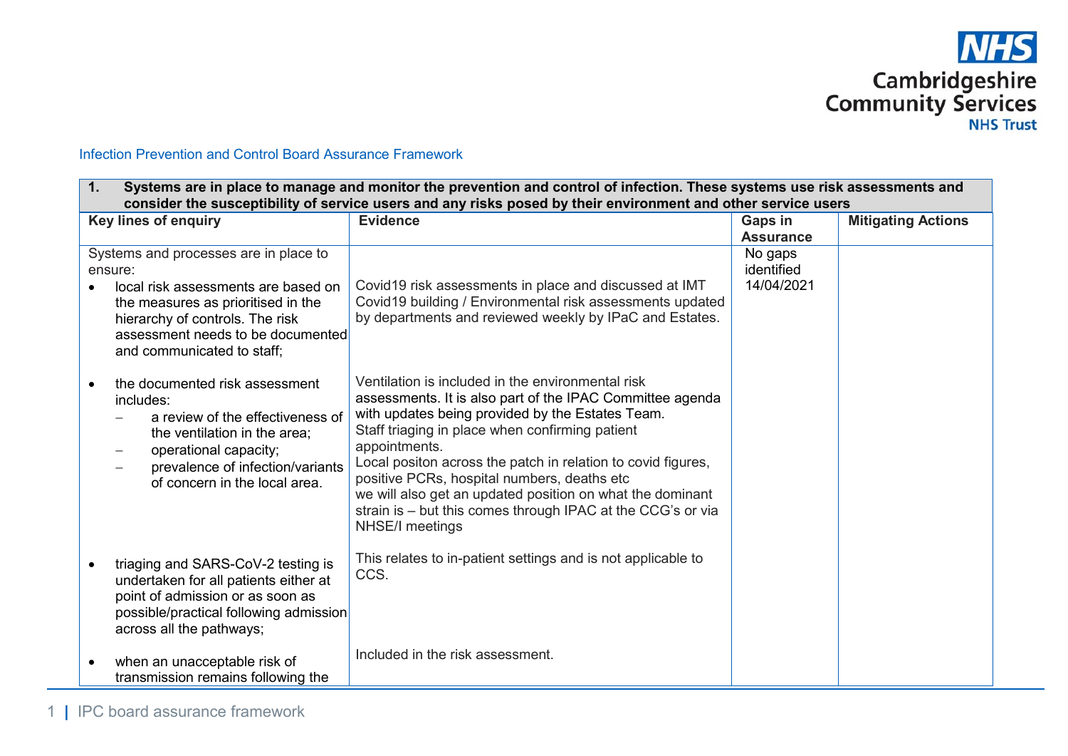Infection Prevention and Control Board Assurance Framework

| 1. Systems are in place to manage and monitor the prevention and control of infection. These systems use risk assessments and consider the susceptibility of service users and any risks posed by their environment and other service users | | | |
|---|---|---|---|
| **Key lines of enquiry** | **Evidence** | **Gaps in Assurance** | **Mitigating Actions** |
| Systems and processes are in place to ensure:<br>• local risk assessments are based on the measures as prioritised in the hierarchy of controls. The risk assessment needs to be documented and communicated to staff; | Covid19 risk assessments in place and discussed at IMT<br>Covid19 building / Environmental risk assessments updated by departments and reviewed weekly by IPaC and Estates. | No gaps identified 14/04/2021 | |
| • the documented risk assessment includes:<br>– a review of the effectiveness of the ventilation in the area;<br>– operational capacity;<br>– prevalence of infection/variants of concern in the local area. | Ventilation is included in the environmental risk assessments. It is also part of the IPAC Committee agenda with updates being provided by the Estates Team.<br>Staff triaging in place when confirming patient appointments.<br>Local positon across the patch in relation to covid figures, positive PCRs, hospital numbers, deaths etc<br>we will also get an updated position on what the dominant strain is – but this comes through IPAC at the CCG's or via NHSE/I meetings | | |
| • triaging and SARS-CoV-2 testing is undertaken for all patients either at point of admission or as soon as possible/practical following admission across all the pathways; | This relates to in-patient settings and is not applicable to CCS. | | |
| • when an unacceptable risk of transmission remains following the | Included in the risk assessment. | | |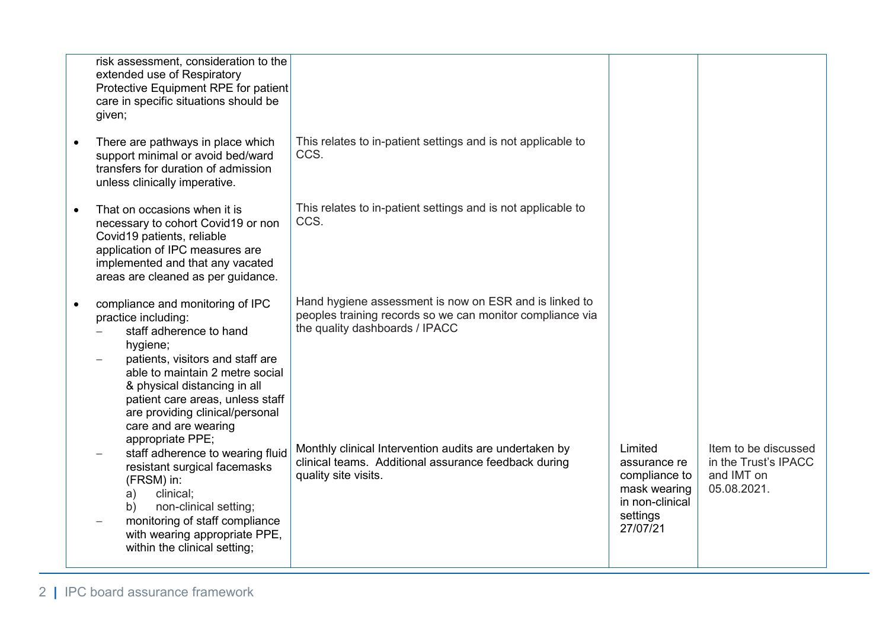| | | | |
|---|---|---|---|
| risk assessment, consideration to the extended use of Respiratory Protective Equipment RPE for patient care in specific situations should be given; | | | |
| • There are pathways in place which support minimal or avoid bed/ward transfers for duration of admission unless clinically imperative. | This relates to in-patient settings and is not applicable to CCS. | | |
| • That on occasions when it is necessary to cohort Covid19 or non Covid19 patients, reliable application of IPC measures are implemented and that any vacated areas are cleaned as per guidance. | This relates to in-patient settings and is not applicable to CCS. | | |
| • compliance and monitoring of IPC practice including:<br>– staff adherence to hand hygiene;<br>– patients, visitors and staff are able to maintain 2 metre social & physical distancing in all patient care areas, unless staff are providing clinical/personal care and are wearing appropriate PPE;<br>– staff adherence to wearing fluid resistant surgical facemasks (FRSM) in:<br>a) clinical;<br>b) non-clinical setting;<br>– monitoring of staff compliance with wearing appropriate PPE, within the clinical setting; | Hand hygiene assessment is now on ESR and is linked to peoples training records so we can monitor compliance via the quality dashboards / IPACC<br><br>Monthly clinical Intervention audits are undertaken by clinical teams. Additional assurance feedback during quality site visits. | Limited assurance re compliance to mask wearing in non-clinical settings 27/07/21 | Item to be discussed in the Trust's IPACC and IMT on 05.08.2021. |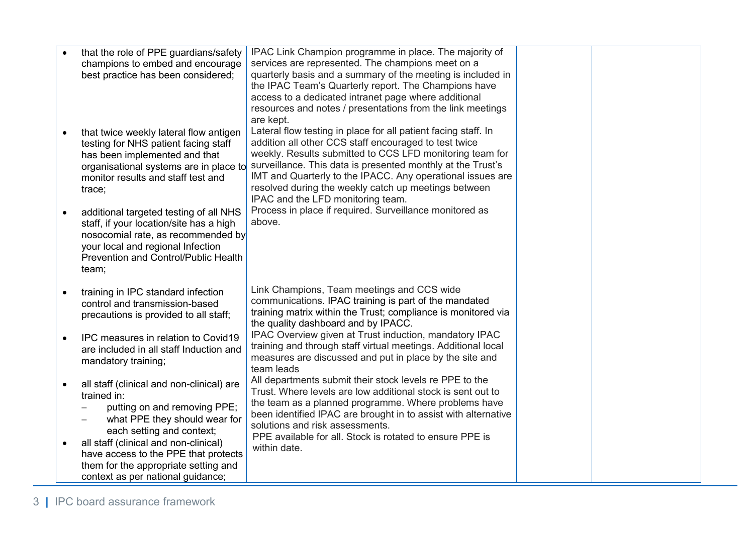| | | | |
|---|---|---|---|
| • that the role of PPE guardians/safety champions to embed and encourage best practice has been considered; | IPAC Link Champion programme in place. The majority of services are represented. The champions meet on a quarterly basis and a summary of the meeting is included in the IPAC Team's Quarterly report. The Champions have access to a dedicated intranet page where additional resources and notes / presentations from the link meetings are kept. | | |
| • that twice weekly lateral flow antigen testing for NHS patient facing staff has been implemented and that organisational systems are in place to monitor results and staff test and trace; | Lateral flow testing in place for all patient facing staff. In addition all other CCS staff encouraged to test twice weekly. Results submitted to CCS LFD monitoring team for surveillance. This data is presented monthly at the Trust's IMT and Quarterly to the IPACC. Any operational issues are resolved during the weekly catch up meetings between IPAC and the LFD monitoring team. | | |
| • additional targeted testing of all NHS staff, if your location/site has a high nosocomial rate, as recommended by your local and regional Infection Prevention and Control/Public Health team; | Process in place if required. Surveillance monitored as above. | | |
| • training in IPC standard infection control and transmission-based precautions is provided to all staff; | Link Champions, Team meetings and CCS wide communications. IPAC training is part of the mandated training matrix within the Trust; compliance is monitored via the quality dashboard and by IPACC. | | |
| • IPC measures in relation to Covid19 are included in all staff Induction and mandatory training; | IPAC Overview given at Trust induction, mandatory IPAC training and through staff virtual meetings. Additional local measures are discussed and put in place by the site and team leads | | |
| • all staff (clinical and non-clinical) are trained in:<br>– putting on and removing PPE;<br>– what PPE they should wear for each setting and context; | All departments submit their stock levels re PPE to the Trust. Where levels are low additional stock is sent out to the team as a planned programme. Where problems have been identified IPAC are brought in to assist with alternative solutions and risk assessments. | | |
| • all staff (clinical and non-clinical) have access to the PPE that protects them for the appropriate setting and context as per national guidance; | PPE available for all. Stock is rotated to ensure PPE is within date. | | |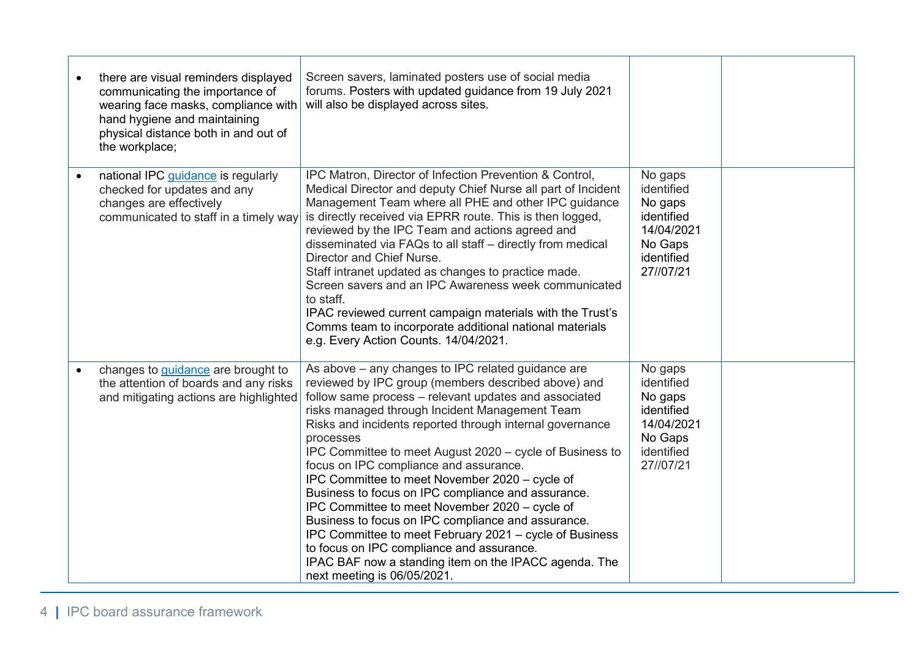| | | | |
|---|---|---|---|
| • there are visual reminders displayed communicating the importance of wearing face masks, compliance with hand hygiene and maintaining physical distance both in and out of the workplace; | Screen savers, laminated posters use of social media forums. Posters with updated guidance from 19 July 2021 will also be displayed across sites. | | |
| • national IPC guidance is regularly checked for updates and any changes are effectively communicated to staff in a timely way | IPC Matron, Director of Infection Prevention & Control, Medical Director and deputy Chief Nurse all part of Incident Management Team where all PHE and other IPC guidance is directly received via EPRR route. This is then logged, reviewed by the IPC Team and actions agreed and disseminated via FAQs to all staff – directly from medical Director and Chief Nurse.<br>Staff intranet updated as changes to practice made.<br>Screen savers and an IPC Awareness week communicated to staff.<br>IPAC reviewed current campaign materials with the Trust's Comms team to incorporate additional national materials e.g. Every Action Counts. 14/04/2021. | No gaps identified<br>No gaps identified 14/04/2021<br>No Gaps identified 27//07/21 | |
| • changes to guidance are brought to the attention of boards and any risks and mitigating actions are highlighted | As above – any changes to IPC related guidance are reviewed by IPC group (members described above) and follow same process – relevant updates and associated risks managed through Incident Management Team<br>Risks and incidents reported through internal governance processes<br>IPC Committee to meet August 2020 – cycle of Business to focus on IPC compliance and assurance.<br>IPC Committee to meet November 2020 – cycle of Business to focus on IPC compliance and assurance.<br>IPC Committee to meet November 2020 – cycle of Business to focus on IPC compliance and assurance.<br>IPC Committee to meet February 2021 – cycle of Business to focus on IPC compliance and assurance.<br>IPAC BAF now a standing item on the IPACC agenda. The next meeting is 06/05/2021. | No gaps identified<br>No gaps identified 14/04/2021<br>No Gaps identified 27//07/21 | |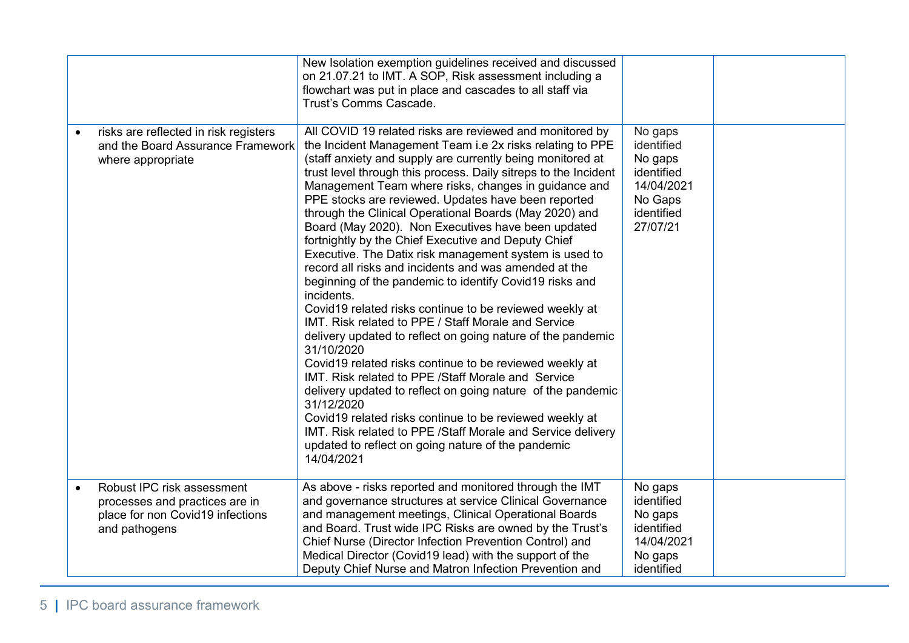| | | | |
|---|---|---|---|
| | New Isolation exemption guidelines received and discussed on 21.07.21 to IMT. A SOP, Risk assessment including a flowchart was put in place and cascades to all staff via Trust's Comms Cascade. | | |
| • risks are reflected in risk registers and the Board Assurance Framework where appropriate | All COVID 19 related risks are reviewed and monitored by the Incident Management Team i.e 2x risks relating to PPE (staff anxiety and supply are currently being monitored at trust level through this process. Daily sitreps to the Incident Management Team where risks, changes in guidance and PPE stocks are reviewed. Updates have been reported through the Clinical Operational Boards (May 2020) and Board (May 2020). Non Executives have been updated fortnightly by the Chief Executive and Deputy Chief Executive. The Datix risk management system is used to record all risks and incidents and was amended at the beginning of the pandemic to identify Covid19 risks and incidents.<br>Covid19 related risks continue to be reviewed weekly at IMT. Risk related to PPE / Staff Morale and Service delivery updated to reflect on going nature of the pandemic 31/10/2020<br>Covid19 related risks continue to be reviewed weekly at IMT. Risk related to PPE /Staff Morale and Service delivery updated to reflect on going nature of the pandemic 31/12/2020<br>Covid19 related risks continue to be reviewed weekly at IMT. Risk related to PPE /Staff Morale and Service delivery updated to reflect on going nature of the pandemic 14/04/2021 | No gaps identified<br>No gaps identified 14/04/2021<br>No Gaps identified 27/07/21 | |
| • Robust IPC risk assessment processes and practices are in place for non Covid19 infections and pathogens | As above - risks reported and monitored through the IMT and governance structures at service Clinical Governance and management meetings, Clinical Operational Boards and Board. Trust wide IPC Risks are owned by the Trust's Chief Nurse (Director Infection Prevention Control) and Medical Director (Covid19 lead) with the support of the Deputy Chief Nurse and Matron Infection Prevention and | No gaps identified<br>No gaps identified 14/04/2021<br>No gaps identified | |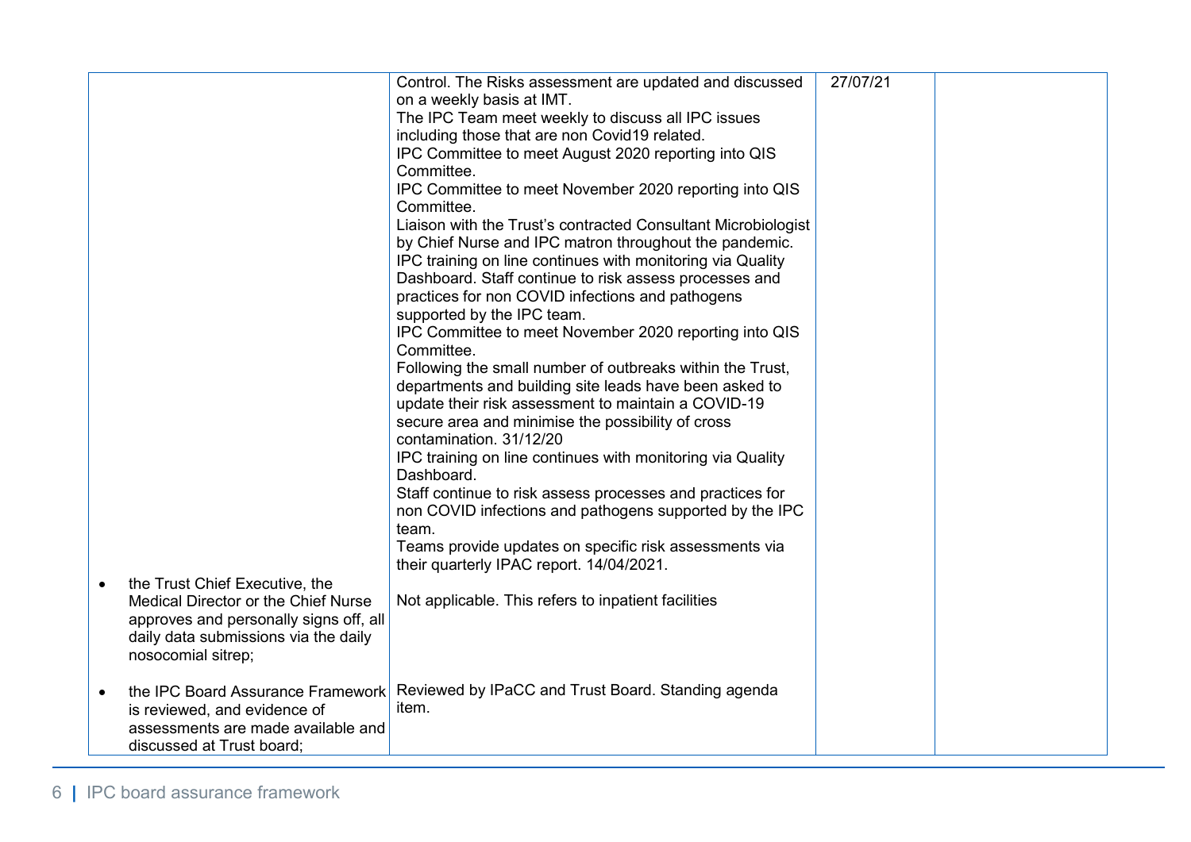| | | | |
|---|---|---|---|
| | Control. The Risks assessment are updated and discussed on a weekly basis at IMT.<br>The IPC Team meet weekly to discuss all IPC issues including those that are non Covid19 related.<br>IPC Committee to meet August 2020 reporting into QIS Committee.<br>IPC Committee to meet November 2020 reporting into QIS Committee.<br>Liaison with the Trust's contracted Consultant Microbiologist by Chief Nurse and IPC matron throughout the pandemic.<br>IPC training on line continues with monitoring via Quality Dashboard. Staff continue to risk assess processes and practices for non COVID infections and pathogens supported by the IPC team.<br>IPC Committee to meet November 2020 reporting into QIS Committee.<br>Following the small number of outbreaks within the Trust, departments and building site leads have been asked to update their risk assessment to maintain a COVID-19 secure area and minimise the possibility of cross contamination. 31/12/20<br>IPC training on line continues with monitoring via Quality Dashboard.<br>Staff continue to risk assess processes and practices for non COVID infections and pathogens supported by the IPC team.<br>Teams provide updates on specific risk assessments via their quarterly IPAC report. 14/04/2021. | 27/07/21 | |
| • the Trust Chief Executive, the Medical Director or the Chief Nurse approves and personally signs off, all daily data submissions via the daily nosocomial sitrep; | Not applicable. This refers to inpatient facilities | | |
| • the IPC Board Assurance Framework is reviewed, and evidence of assessments are made available and discussed at Trust board; | Reviewed by IPaCC and Trust Board. Standing agenda item. | | |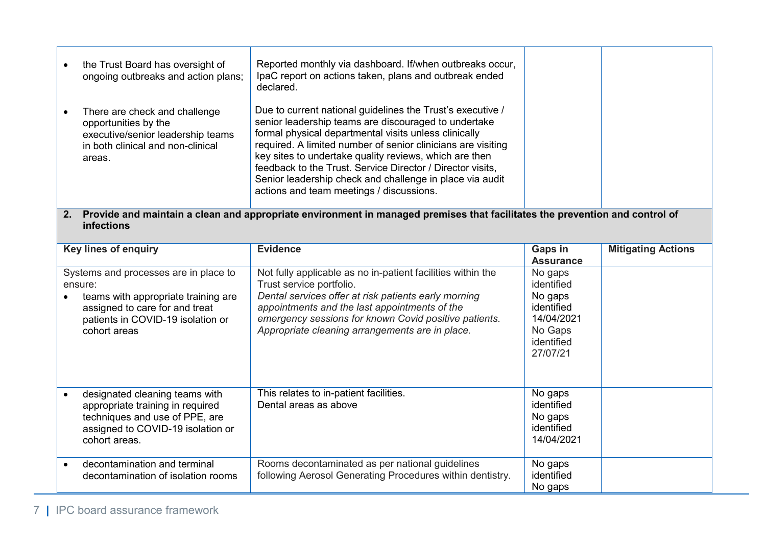| | | | |
|---|---|---|---|
| • the Trust Board has oversight of ongoing outbreaks and action plans;<br><br>• There are check and challenge opportunities by the executive/senior leadership teams in both clinical and non-clinical areas. | Reported monthly via dashboard. If/when outbreaks occur, IpaC report on actions taken, plans and outbreak ended declared.<br><br>Due to current national guidelines the Trust's executive / senior leadership teams are discouraged to undertake formal physical departmental visits unless clinically required. A limited number of senior clinicians are visiting key sites to undertake quality reviews, which are then feedback to the Trust. Service Director / Director visits, Senior leadership check and challenge in place via audit actions and team meetings / discussions. | | |

**2. Provide and maintain a clean and appropriate environment in managed premises that facilitates the prevention and control of infections**

| Key lines of enquiry | Evidence | Gaps in Assurance | Mitigating Actions |
|---|---|---|---|
| Systems and processes are in place to ensure:<br>• teams with appropriate training are assigned to care for and treat patients in COVID-19 isolation or cohort areas | Not fully applicable as no in-patient facilities within the Trust service portfolio.<br>*Dental services offer at risk patients early morning appointments and the last appointments of the emergency sessions for known Covid positive patients. Appropriate cleaning arrangements are in place.* | No gaps identified<br>No gaps identified 14/04/2021<br>No Gaps identified 27/07/21 | |
| • designated cleaning teams with appropriate training in required techniques and use of PPE, are assigned to COVID-19 isolation or cohort areas. | This relates to in-patient facilities.<br>Dental areas as above | No gaps identified<br>No gaps identified 14/04/2021 | |
| • decontamination and terminal decontamination of isolation rooms | Rooms decontaminated as per national guidelines following Aerosol Generating Procedures within dentistry. | No gaps identified<br>No gaps | |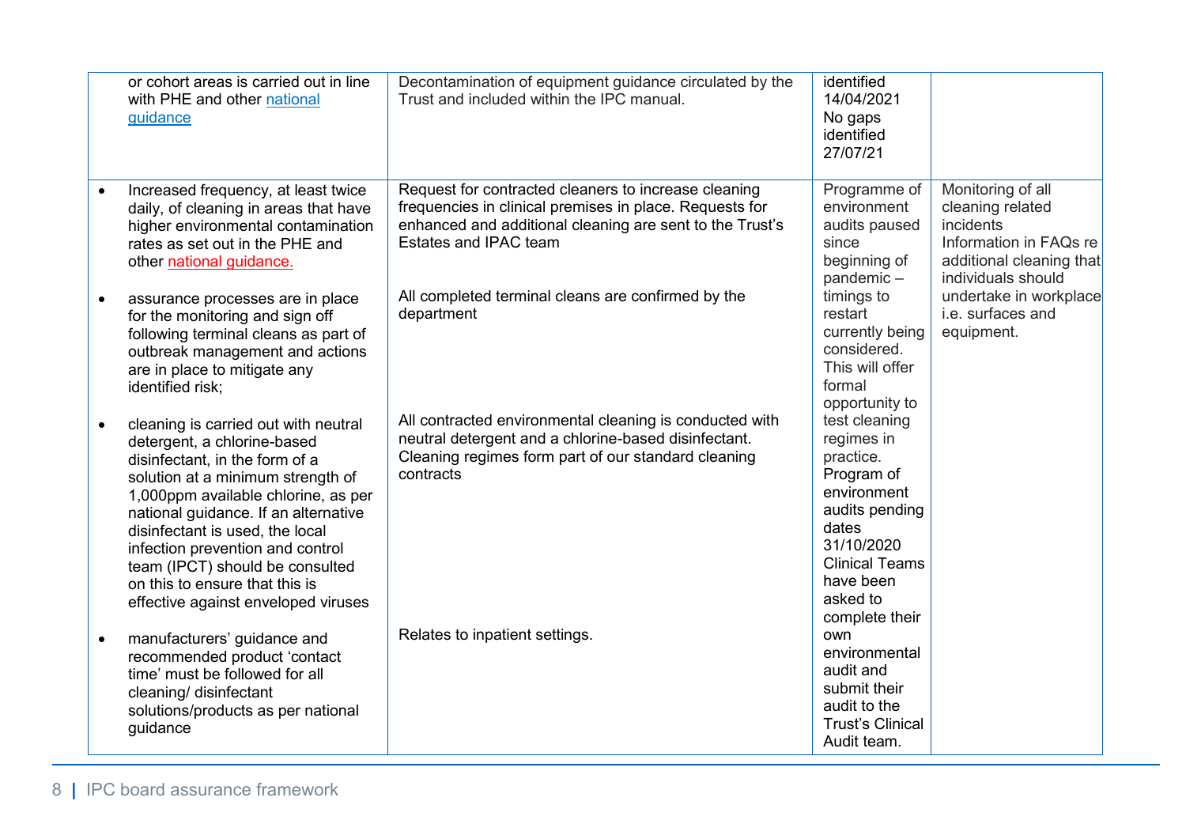| | | | |
|---|---|---|---|
| or cohort areas is carried out in line with PHE and other national guidance | Decontamination of equipment guidance circulated by the Trust and included within the IPC manual. | identified 14/04/2021 No gaps identified 27/07/21 | |
| • Increased frequency, at least twice daily, of cleaning in areas that have higher environmental contamination rates as set out in the PHE and other national guidance.<br><br>• assurance processes are in place for the monitoring and sign off following terminal cleans as part of outbreak management and actions are in place to mitigate any identified risk;<br><br>• cleaning is carried out with neutral detergent, a chlorine-based disinfectant, in the form of a solution at a minimum strength of 1,000ppm available chlorine, as per national guidance. If an alternative disinfectant is used, the local infection prevention and control team (IPCT) should be consulted on this to ensure that this is effective against enveloped viruses<br><br>• manufacturers' guidance and recommended product 'contact time' must be followed for all cleaning/ disinfectant solutions/products as per national guidance | Request for contracted cleaners to increase cleaning frequencies in clinical premises in place. Requests for enhanced and additional cleaning are sent to the Trust's Estates and IPAC team<br><br>All completed terminal cleans are confirmed by the department<br><br>All contracted environmental cleaning is conducted with neutral detergent and a chlorine-based disinfectant. Cleaning regimes form part of our standard cleaning contracts<br><br>Relates to inpatient settings. | Programme of environment audits paused since beginning of pandemic – timings to restart currently being considered. This will offer formal opportunity to test cleaning regimes in practice. Program of environment audits pending dates 31/10/2020 Clinical Teams have been asked to complete their own environmental audit and submit their audit to the Trust's Clinical Audit team. | Monitoring of all cleaning related incidents Information in FAQs re additional cleaning that individuals should undertake in workplace i.e. surfaces and equipment. |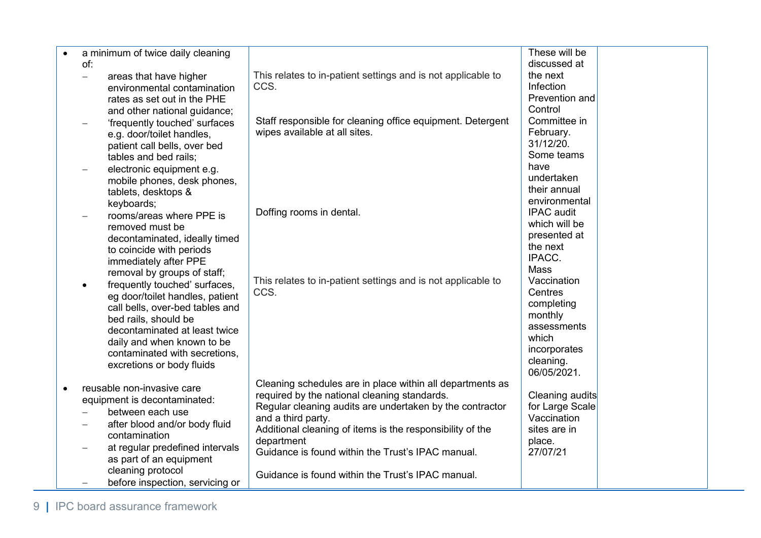| | | | |
|---|---|---|---|
| • a minimum of twice daily cleaning of:<br>– areas that have higher environmental contamination rates as set out in the PHE and other national guidance;<br>– 'frequently touched' surfaces e.g. door/toilet handles, patient call bells, over bed tables and bed rails;<br>– electronic equipment e.g. mobile phones, desk phones, tablets, desktops & keyboards;<br>– rooms/areas where PPE is removed must be decontaminated, ideally timed to coincide with periods immediately after PPE removal by groups of staff;<br>• frequently touched' surfaces, eg door/toilet handles, patient call bells, over-bed tables and bed rails, should be decontaminated at least twice daily and when known to be contaminated with secretions, excretions or body fluids<br><br>• reusable non-invasive care equipment is decontaminated:<br>– between each use<br>– after blood and/or body fluid contamination<br>– at regular predefined intervals as part of an equipment cleaning protocol<br>– before inspection, servicing or | This relates to in-patient settings and is not applicable to CCS.<br><br>Staff responsible for cleaning office equipment. Detergent wipes available at all sites.<br><br>Doffing rooms in dental.<br><br>This relates to in-patient settings and is not applicable to CCS.<br><br>Cleaning schedules are in place within all departments as required by the national cleaning standards.<br>Regular cleaning audits are undertaken by the contractor and a third party.<br>Additional cleaning of items is the responsibility of the department<br>Guidance is found within the Trust's IPAC manual.<br><br>Guidance is found within the Trust's IPAC manual. | These will be discussed at the next Infection Prevention and Control Committee in February. 31/12/20.<br>Some teams have undertaken their annual environmental IPAC audit which will be presented at the next IPACC.<br>Mass Vaccination Centres completing monthly assessments which incorporates cleaning. 06/05/2021.<br><br>Cleaning audits for Large Scale Vaccination sites are in place. 27/07/21 | |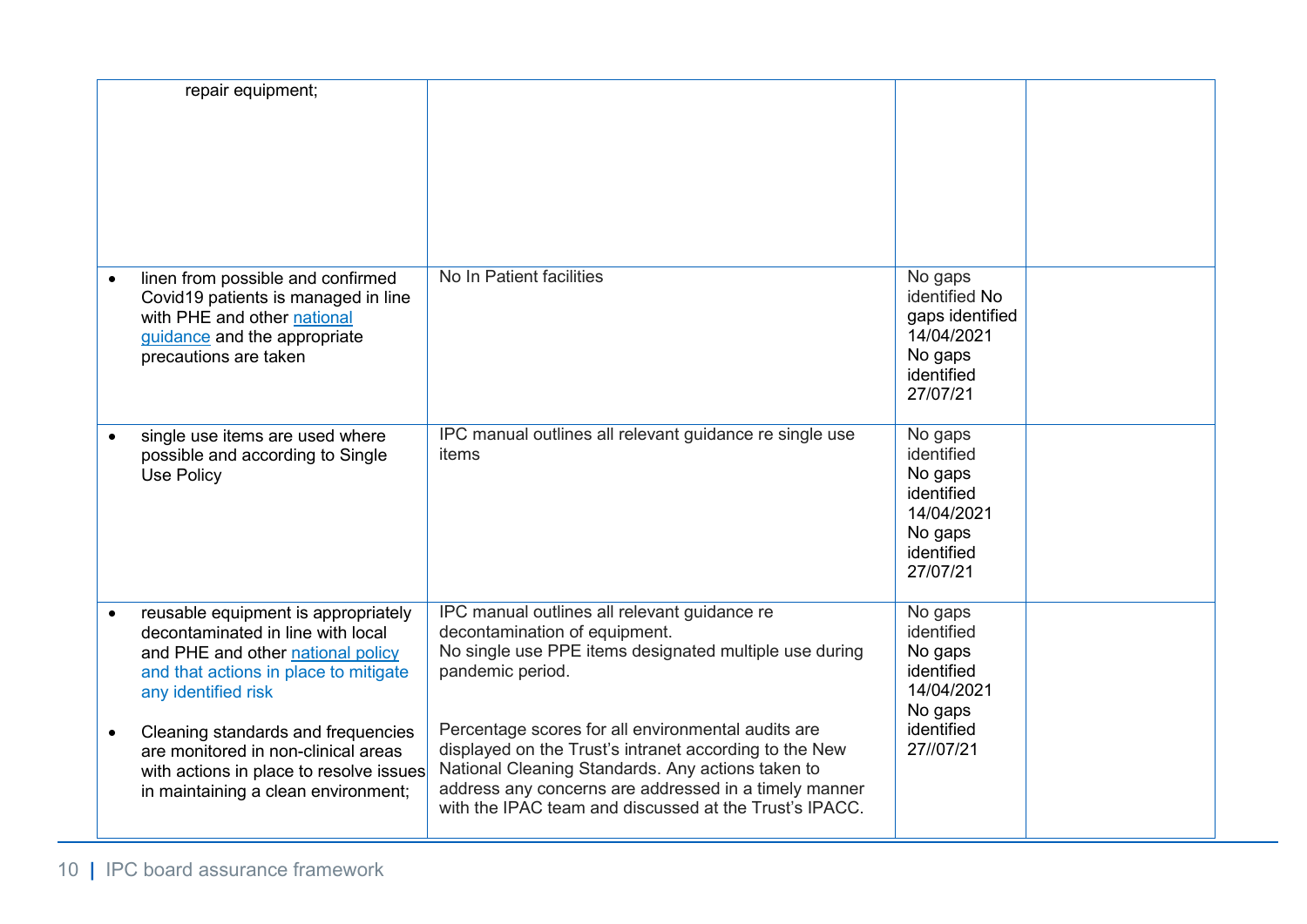| | | | |
|---|---|---|---|
| repair equipment; | | | |
| • linen from possible and confirmed Covid19 patients is managed in line with PHE and other national guidance and the appropriate precautions are taken | No In Patient facilities | No gaps identified No gaps identified 14/04/2021 No gaps identified 27/07/21 | |
| • single use items are used where possible and according to Single Use Policy | IPC manual outlines all relevant guidance re single use items | No gaps identified No gaps identified 14/04/2021 No gaps identified 27/07/21 | |
| • reusable equipment is appropriately decontaminated in line with local and PHE and other national policy and that actions in place to mitigate any identified risk<br><br>• Cleaning standards and frequencies are monitored in non-clinical areas with actions in place to resolve issues in maintaining a clean environment; | IPC manual outlines all relevant guidance re decontamination of equipment.<br>No single use PPE items designated multiple use during pandemic period.<br><br>Percentage scores for all environmental audits are displayed on the Trust's intranet according to the New National Cleaning Standards. Any actions taken to address any concerns are addressed in a timely manner with the IPAC team and discussed at the Trust's IPACC. | No gaps identified No gaps identified 14/04/2021 No gaps identified 27//07/21 | |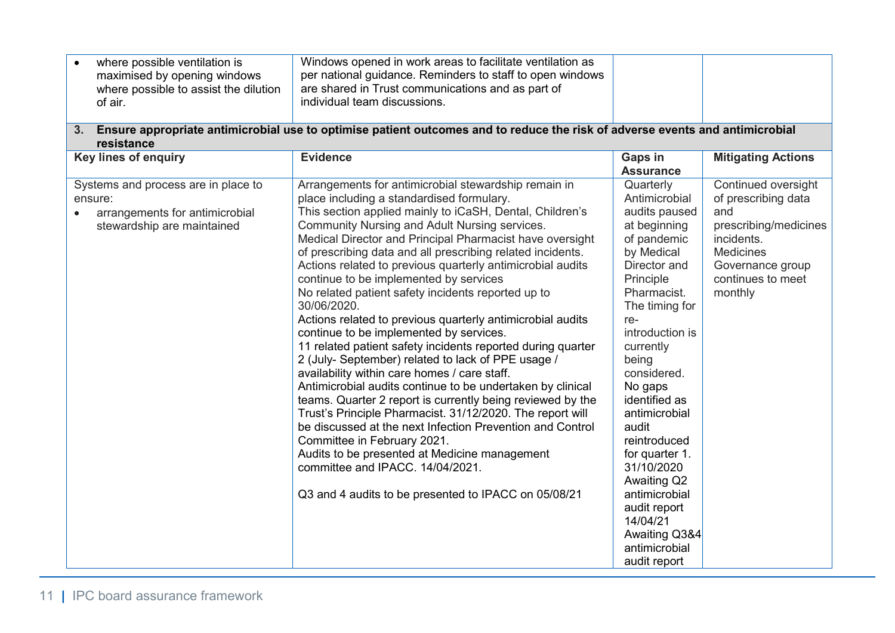| | | | |
|---|---|---|---|
| • where possible ventilation is maximised by opening windows where possible to assist the dilution of air. | Windows opened in work areas to facilitate ventilation as per national guidance. Reminders to staff to open windows are shared in Trust communications and as part of individual team discussions. | | |

**3. Ensure appropriate antimicrobial use to optimise patient outcomes and to reduce the risk of adverse events and antimicrobial resistance**

| Key lines of enquiry | Evidence | Gaps in Assurance | Mitigating Actions |
|---|---|---|---|
| Systems and process are in place to ensure:<br>• arrangements for antimicrobial stewardship are maintained | Arrangements for antimicrobial stewardship remain in place including a standardised formulary.<br>This section applied mainly to iCaSH, Dental, Children's Community Nursing and Adult Nursing services.<br>Medical Director and Principal Pharmacist have oversight of prescribing data and all prescribing related incidents.<br>Actions related to previous quarterly antimicrobial audits continue to be implemented by services<br>No related patient safety incidents reported up to 30/06/2020.<br>Actions related to previous quarterly antimicrobial audits continue to be implemented by services.<br>11 related patient safety incidents reported during quarter 2 (July- September) related to lack of PPE usage / availability within care homes / care staff.<br>Antimicrobial audits continue to be undertaken by clinical teams. Quarter 2 report is currently being reviewed by the Trust's Principle Pharmacist. 31/12/2020. The report will be discussed at the next Infection Prevention and Control Committee in February 2021.<br>Audits to be presented at Medicine management committee and IPACC. 14/04/2021.<br><br>Q3 and 4 audits to be presented to IPACC on 05/08/21 | Quarterly Antimicrobial audits paused at beginning of pandemic by Medical Director and Principle Pharmacist. The timing for re-introduction is currently being considered.<br>No gaps identified as antimicrobial audit reintroduced for quarter 1. 31/10/2020<br>Awaiting Q2 antimicrobial audit report 14/04/21<br>Awaiting Q3&4 antimicrobial audit report | Continued oversight of prescribing data and prescribing/medicines incidents.<br>Medicines Governance group continues to meet monthly |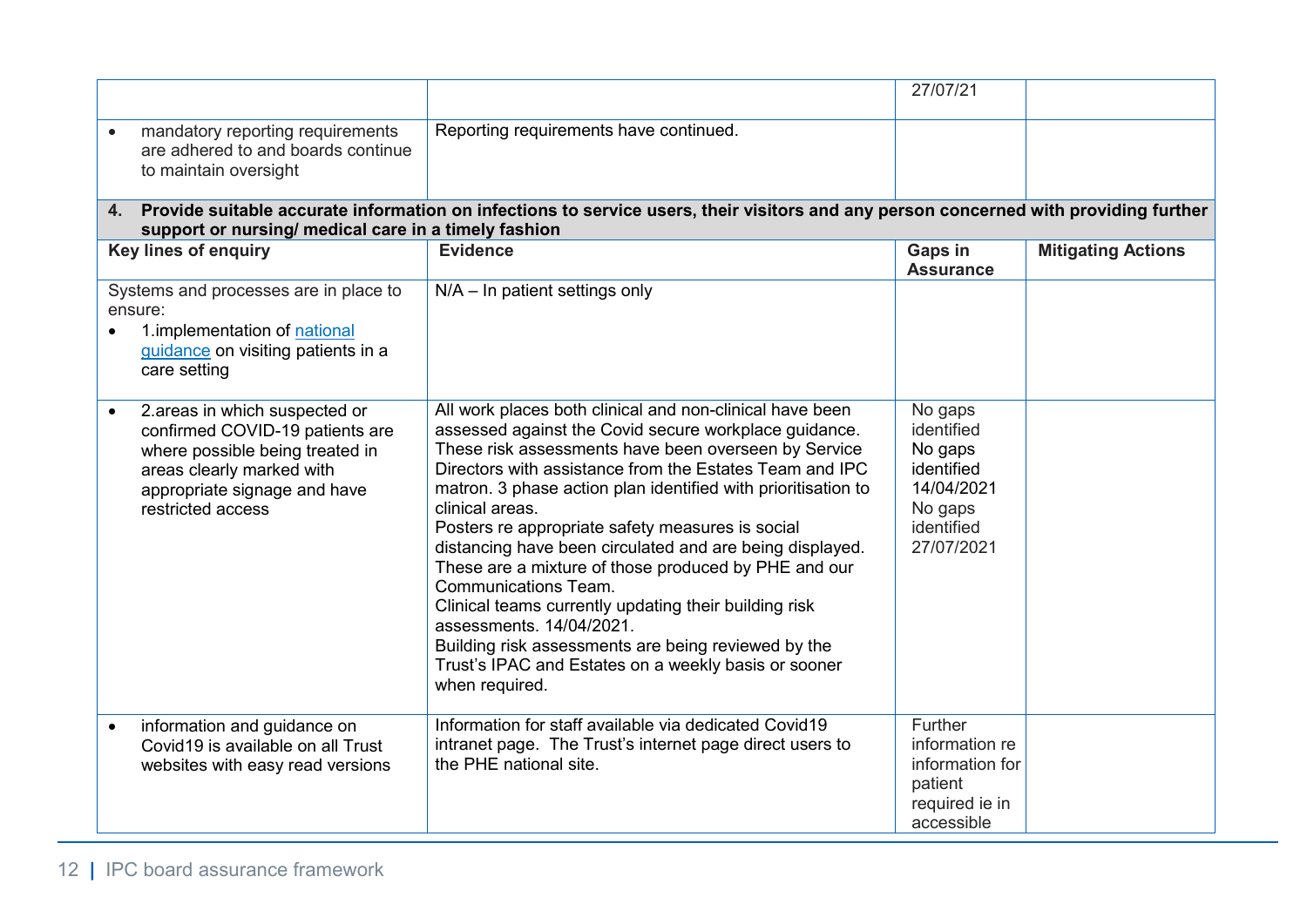| | | | |
|---|---|---|---|
| | | 27/07/21 | |
| • mandatory reporting requirements are adhered to and boards continue to maintain oversight | Reporting requirements have continued. | | |
| **4. Provide suitable accurate information on infections to service users, their visitors and any person concerned with providing further support or nursing/ medical care in a timely fashion** | | | |
| **Key lines of enquiry** | **Evidence** | **Gaps in Assurance** | **Mitigating Actions** |
| Systems and processes are in place to ensure:<br>• 1.implementation of [national guidance](#) on visiting patients in a care setting | N/A – In patient settings only | | |
| • 2.areas in which suspected or confirmed COVID-19 patients are where possible being treated in areas clearly marked with appropriate signage and have restricted access | All work places both clinical and non-clinical have been assessed against the Covid secure workplace guidance. These risk assessments have been overseen by Service Directors with assistance from the Estates Team and IPC matron. 3 phase action plan identified with prioritisation to clinical areas.<br>Posters re appropriate safety measures is social distancing have been circulated and are being displayed. These are a mixture of those produced by PHE and our Communications Team.<br>Clinical teams currently updating their building risk assessments. 14/04/2021.<br>Building risk assessments are being reviewed by the Trust's IPAC and Estates on a weekly basis or sooner when required. | No gaps identified<br>No gaps identified 14/04/2021<br>No gaps identified 27/07/2021 | |
| • information and guidance on Covid19 is available on all Trust websites with easy read versions | Information for staff available via dedicated Covid19 intranet page. The Trust's internet page direct users to the PHE national site. | Further information re information for patient required ie in accessible | |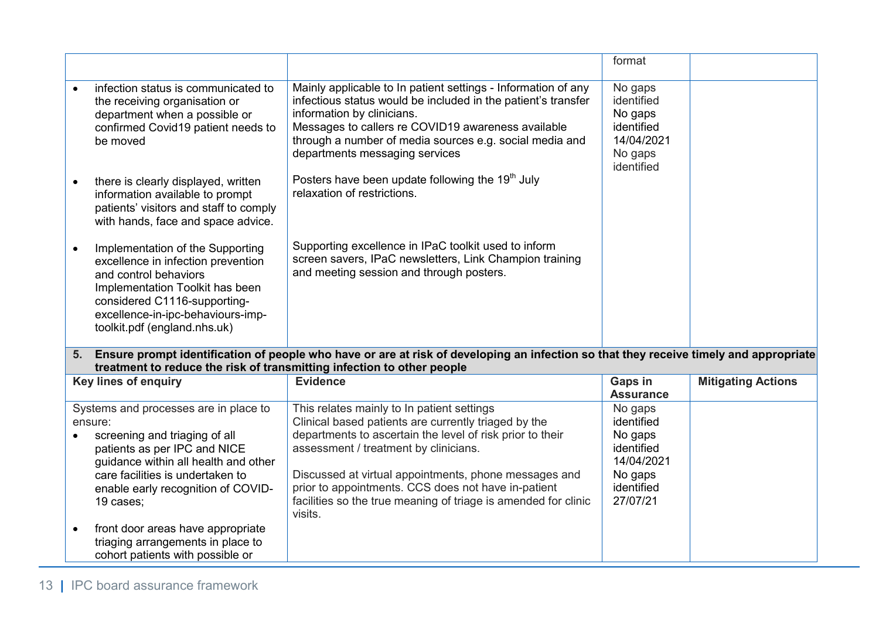| | | format | |
|---|---|---|---|
| • infection status is communicated to the receiving organisation or department when a possible or confirmed Covid19 patient needs to be moved<br><br>• there is clearly displayed, written information available to prompt patients' visitors and staff to comply with hands, face and space advice.<br><br>• Implementation of the Supporting excellence in infection prevention and control behaviors Implementation Toolkit has been considered C1116-supporting-excellence-in-ipc-behaviours-imp-toolkit.pdf (england.nhs.uk) | Mainly applicable to In patient settings - Information of any infectious status would be included in the patient's transfer information by clinicians.<br>Messages to callers re COVID19 awareness available through a number of media sources e.g. social media and departments messaging services<br><br>Posters have been update following the 19th July relaxation of restrictions.<br><br>Supporting excellence in IPaC toolkit used to inform screen savers, IPaC newsletters, Link Champion training and meeting session and through posters. | No gaps identified<br>No gaps identified 14/04/2021<br>No gaps identified | |

| **5. Ensure prompt identification of people who have or are at risk of developing an infection so that they receive timely and appropriate treatment to reduce the risk of transmitting infection to other people** | | | |
|---|---|---|---|
| **Key lines of enquiry** | **Evidence** | **Gaps in Assurance** | **Mitigating Actions** |
| Systems and processes are in place to ensure:<br>• screening and triaging of all patients as per IPC and NICE guidance within all health and other care facilities is undertaken to enable early recognition of COVID-19 cases;<br><br>• front door areas have appropriate triaging arrangements in place to cohort patients with possible or | This relates mainly to In patient settings<br>Clinical based patients are currently triaged by the departments to ascertain the level of risk prior to their assessment / treatment by clinicians.<br><br>Discussed at virtual appointments, phone messages and prior to appointments. CCS does not have in-patient facilities so the true meaning of triage is amended for clinic visits. | No gaps identified<br>No gaps identified 14/04/2021<br>No gaps identified 27/07/21 | |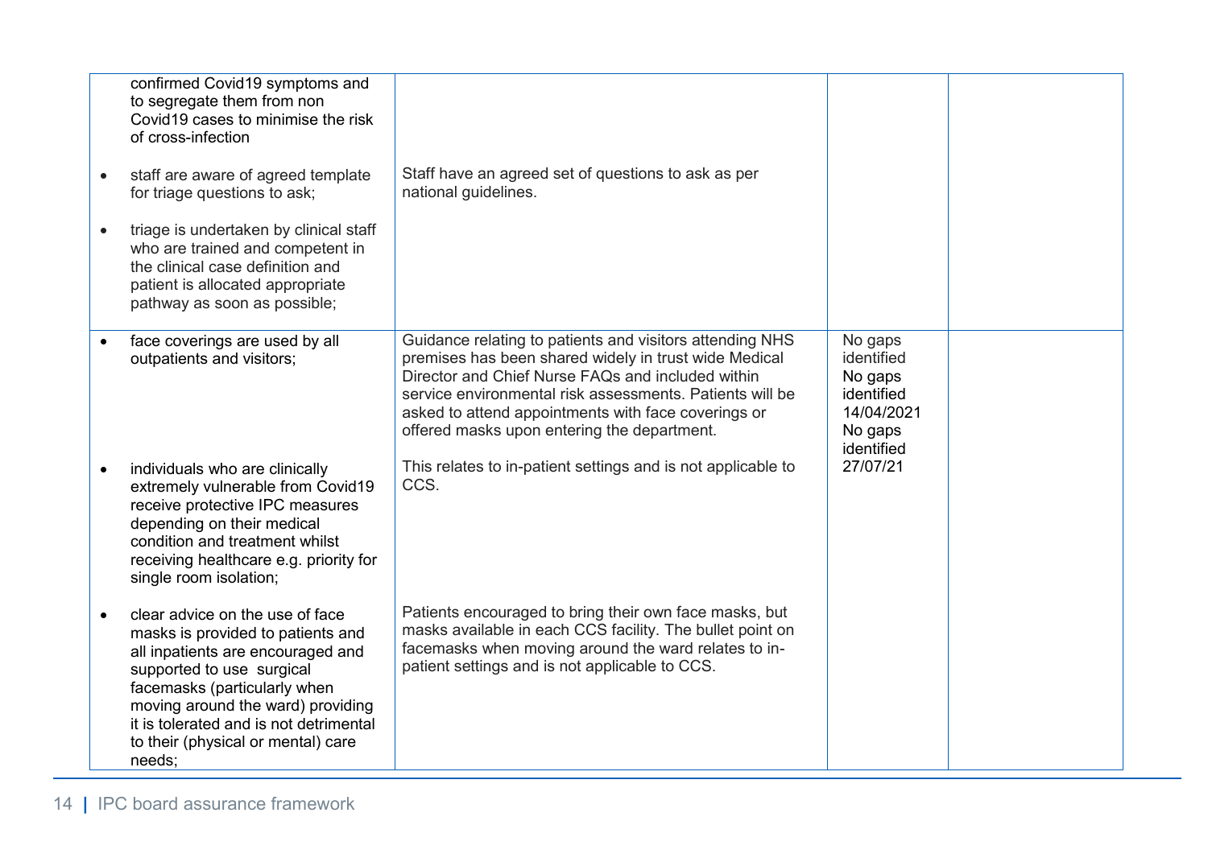| | | | |
|---|---|---|---|
| confirmed Covid19 symptoms and to segregate them from non Covid19 cases to minimise the risk of cross-infection<br><br>• staff are aware of agreed template for triage questions to ask;<br><br>• triage is undertaken by clinical staff who are trained and competent in the clinical case definition and patient is allocated appropriate pathway as soon as possible; | <br><br><br><br>Staff have an agreed set of questions to ask as per national guidelines. | | |
| • face coverings are used by all outpatients and visitors;<br><br>• individuals who are clinically extremely vulnerable from Covid19 receive protective IPC measures depending on their medical condition and treatment whilst receiving healthcare e.g. priority for single room isolation;<br><br>• clear advice on the use of face masks is provided to patients and all inpatients are encouraged and supported to use surgical facemasks (particularly when moving around the ward) providing it is tolerated and is not detrimental to their (physical or mental) care needs; | Guidance relating to patients and visitors attending NHS premises has been shared widely in trust wide Medical Director and Chief Nurse FAQs and included within service environmental risk assessments. Patients will be asked to attend appointments with face coverings or offered masks upon entering the department.<br><br>This relates to in-patient settings and is not applicable to CCS.<br><br>Patients encouraged to bring their own face masks, but masks available in each CCS facility. The bullet point on facemasks when moving around the ward relates to in-patient settings and is not applicable to CCS. | No gaps identified<br>No gaps identified 14/04/2021<br>No gaps identified 27/07/21 | |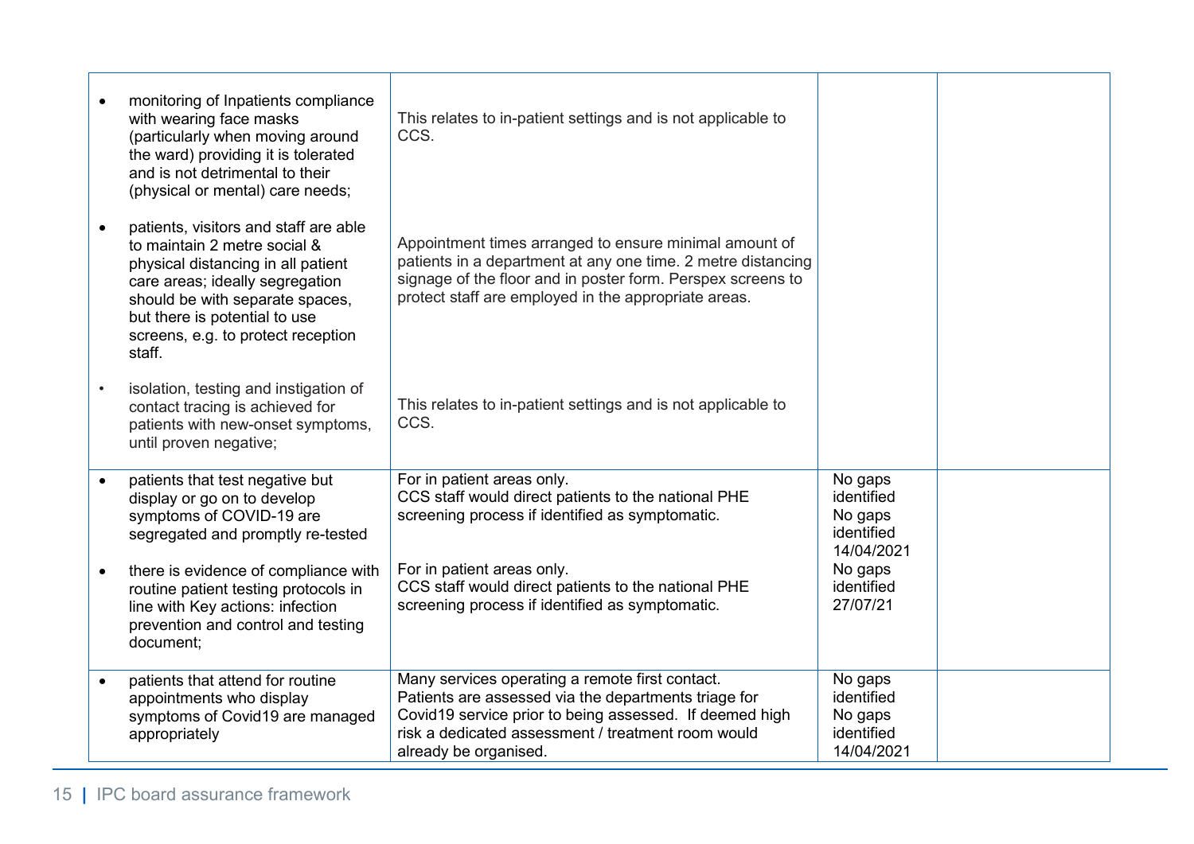| | | | |
|---|---|---|---|
| • monitoring of Inpatients compliance with wearing face masks (particularly when moving around the ward) providing it is tolerated and is not detrimental to their (physical or mental) care needs;<br><br>• patients, visitors and staff are able to maintain 2 metre social & physical distancing in all patient care areas; ideally segregation should be with separate spaces, but there is potential to use screens, e.g. to protect reception staff.<br><br>• isolation, testing and instigation of contact tracing is achieved for patients with new-onset symptoms, until proven negative; | This relates to in-patient settings and is not applicable to CCS.<br><br>Appointment times arranged to ensure minimal amount of patients in a department at any one time. 2 metre distancing signage of the floor and in poster form. Perspex screens to protect staff are employed in the appropriate areas.<br><br>This relates to in-patient settings and is not applicable to CCS. | | |
| • patients that test negative but display or go on to develop symptoms of COVID-19 are segregated and promptly re-tested<br><br>• there is evidence of compliance with routine patient testing protocols in line with Key actions: infection prevention and control and testing document; | For in patient areas only.<br>CCS staff would direct patients to the national PHE screening process if identified as symptomatic.<br><br>For in patient areas only.<br>CCS staff would direct patients to the national PHE screening process if identified as symptomatic. | No gaps identified<br>No gaps identified<br>14/04/2021<br>No gaps identified<br>27/07/21 | |
| • patients that attend for routine appointments who display symptoms of Covid19 are managed appropriately | Many services operating a remote first contact.<br>Patients are assessed via the departments triage for Covid19 service prior to being assessed. If deemed high risk a dedicated assessment / treatment room would already be organised. | No gaps identified<br>No gaps identified<br>14/04/2021 | |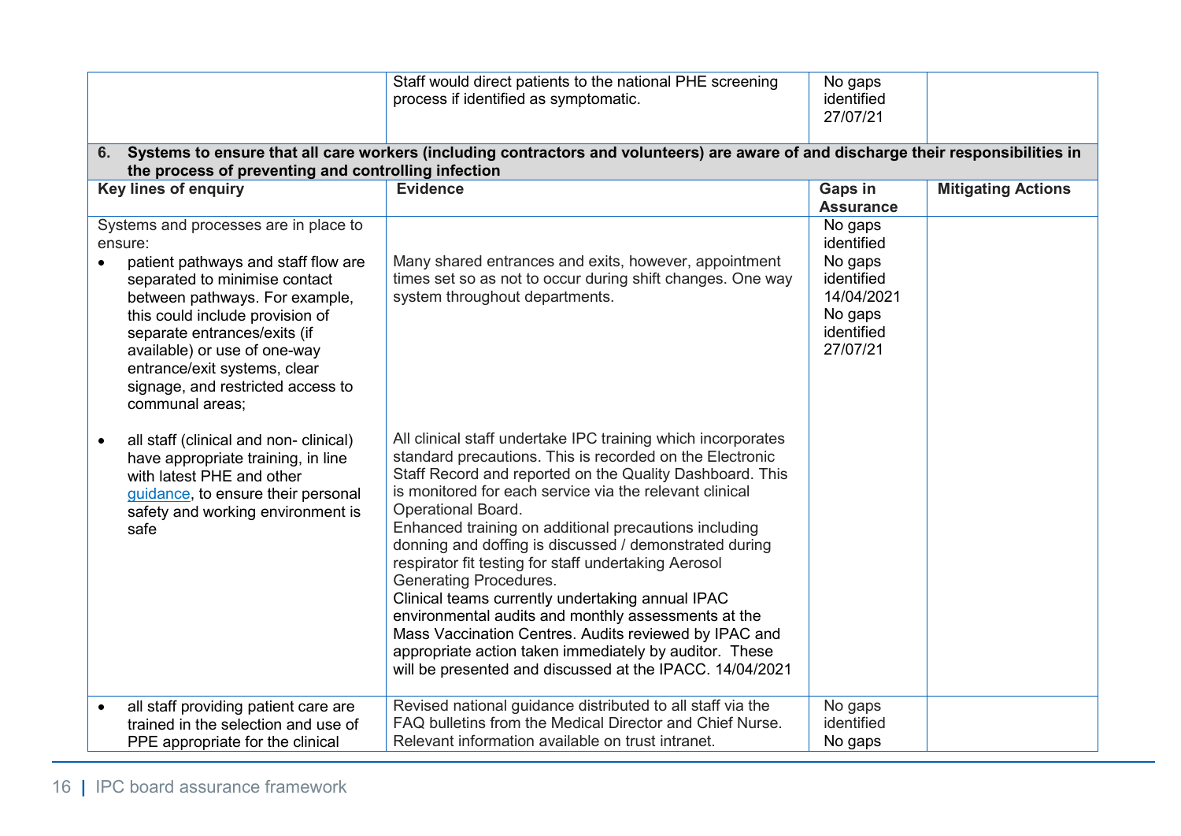| | | | |
|---|---|---|---|
| | Staff would direct patients to the national PHE screening process if identified as symptomatic. | No gaps identified 27/07/21 | |
| **6. Systems to ensure that all care workers (including contractors and volunteers) are aware of and discharge their responsibilities in the process of preventing and controlling infection** | | | |
| **Key lines of enquiry** | **Evidence** | **Gaps in Assurance** | **Mitigating Actions** |
| Systems and processes are in place to ensure:<br>• patient pathways and staff flow are separated to minimise contact between pathways. For example, this could include provision of separate entrances/exits (if available) or use of one-way entrance/exit systems, clear signage, and restricted access to communal areas;<br><br>• all staff (clinical and non- clinical) have appropriate training, in line with latest PHE and other [guidance](), to ensure their personal safety and working environment is safe | Many shared entrances and exits, however, appointment times set so as not to occur during shift changes. One way system throughout departments.<br><br>All clinical staff undertake IPC training which incorporates standard precautions. This is recorded on the Electronic Staff Record and reported on the Quality Dashboard. This is monitored for each service via the relevant clinical Operational Board.<br>Enhanced training on additional precautions including donning and doffing is discussed / demonstrated during respirator fit testing for staff undertaking Aerosol Generating Procedures.<br>Clinical teams currently undertaking annual IPAC environmental audits and monthly assessments at the Mass Vaccination Centres. Audits reviewed by IPAC and appropriate action taken immediately by auditor. These will be presented and discussed at the IPACC. 14/04/2021 | No gaps identified<br>No gaps identified 14/04/2021<br>No gaps identified 27/07/21 | |
| • all staff providing patient care are trained in the selection and use of PPE appropriate for the clinical | Revised national guidance distributed to all staff via the FAQ bulletins from the Medical Director and Chief Nurse. Relevant information available on trust intranet. | No gaps identified<br>No gaps | |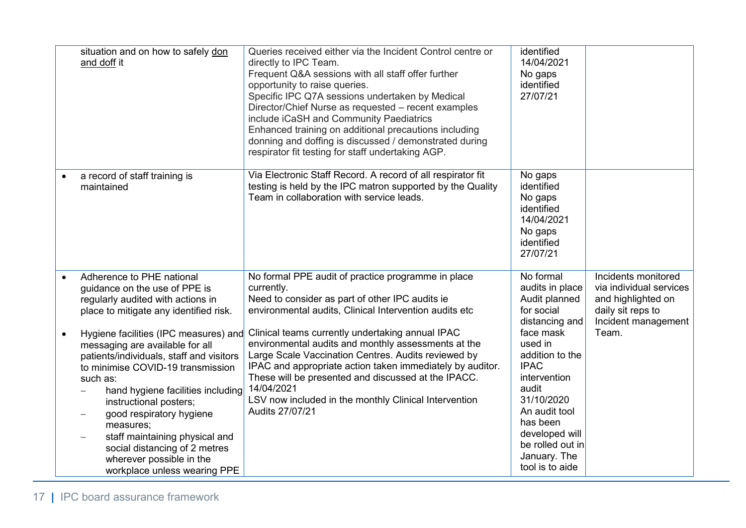| | | | |
|---|---|---|---|
| situation and on how to safely don and doff it | Queries received either via the Incident Control centre or directly to IPC Team.<br>Frequent Q&A sessions with all staff offer further opportunity to raise queries.<br>Specific IPC Q7A sessions undertaken by Medical Director/Chief Nurse as requested – recent examples include iCaSH and Community Paediatrics<br>Enhanced training on additional precautions including donning and doffing is discussed / demonstrated during respirator fit testing for staff undertaking AGP. | identified 14/04/2021<br>No gaps identified 27/07/21 | |
| • a record of staff training is maintained | Via Electronic Staff Record. A record of all respirator fit testing is held by the IPC matron supported by the Quality Team in collaboration with service leads. | No gaps identified<br>No gaps identified 14/04/2021<br>No gaps identified 27/07/21 | |
| • Adherence to PHE national guidance on the use of PPE is regularly audited with actions in place to mitigate any identified risk.<br><br>• Hygiene facilities (IPC measures) and messaging are available for all patients/individuals, staff and visitors to minimise COVID-19 transmission such as:<br>– hand hygiene facilities including instructional posters;<br>– good respiratory hygiene measures;<br>– staff maintaining physical and social distancing of 2 metres wherever possible in the workplace unless wearing PPE | No formal PPE audit of practice programme in place currently.<br>Need to consider as part of other IPC audits ie environmental audits, Clinical Intervention audits etc<br><br>Clinical teams currently undertaking annual IPAC environmental audits and monthly assessments at the Large Scale Vaccination Centres. Audits reviewed by IPAC and appropriate action taken immediately by auditor. These will be presented and discussed at the IPACC. 14/04/2021<br>LSV now included in the monthly Clinical Intervention Audits 27/07/21 | No formal audits in place Audit planned for social distancing and face mask used in addition to the IPAC intervention audit 31/10/2020<br>An audit tool has been developed will be rolled out in January. The tool is to aide | Incidents monitored via individual services and highlighted on daily sit reps to Incident management Team. |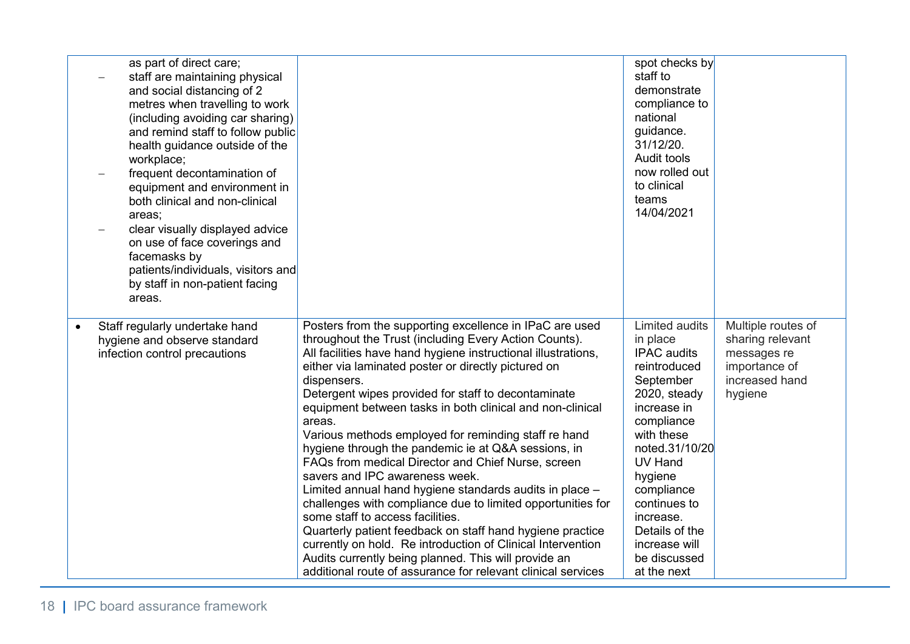| | | | |
|---|---|---|---|
| as part of direct care;<br>– staff are maintaining physical and social distancing of 2 metres when travelling to work (including avoiding car sharing) and remind staff to follow public health guidance outside of the workplace;<br>– frequent decontamination of equipment and environment in both clinical and non-clinical areas;<br>– clear visually displayed advice on use of face coverings and facemasks by patients/individuals, visitors and by staff in non-patient facing areas. | | spot checks by staff to demonstrate compliance to national guidance. 31/12/20. Audit tools now rolled out to clinical teams 14/04/2021 | |
| • Staff regularly undertake hand hygiene and observe standard infection control precautions | Posters from the supporting excellence in IPaC are used throughout the Trust (including Every Action Counts).<br>All facilities have hand hygiene instructional illustrations, either via laminated poster or directly pictured on dispensers.<br>Detergent wipes provided for staff to decontaminate equipment between tasks in both clinical and non-clinical areas.<br>Various methods employed for reminding staff re hand hygiene through the pandemic ie at Q&A sessions, in FAQs from medical Director and Chief Nurse, screen savers and IPC awareness week.<br>Limited annual hand hygiene standards audits in place – challenges with compliance due to limited opportunities for some staff to access facilities.<br>Quarterly patient feedback on staff hand hygiene practice currently on hold. Re introduction of Clinical Intervention Audits currently being planned. This will provide an additional route of assurance for relevant clinical services | Limited audits in place IPAC audits reintroduced September 2020, steady increase in compliance with these noted.31/10/20 UV Hand hygiene compliance continues to increase. Details of the increase will be discussed at the next | Multiple routes of sharing relevant messages re importance of increased hand hygiene |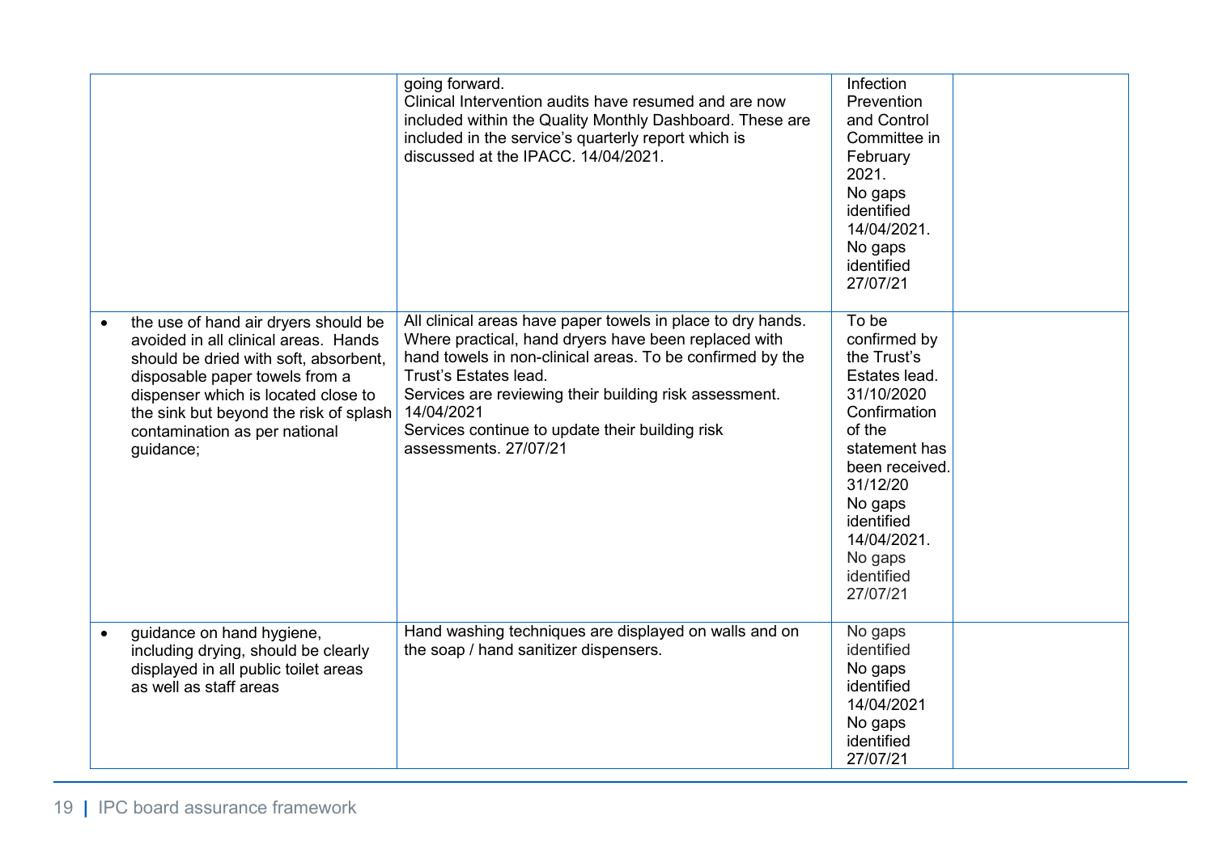| | | | |
|---|---|---|---|
| | going forward.<br>Clinical Intervention audits have resumed and are now included within the Quality Monthly Dashboard. These are included in the service's quarterly report which is discussed at the IPACC. 14/04/2021. | Infection Prevention and Control Committee in February 2021.<br>No gaps identified 14/04/2021.<br>No gaps identified 27/07/21 | |
| • the use of hand air dryers should be avoided in all clinical areas. Hands should be dried with soft, absorbent, disposable paper towels from a dispenser which is located close to the sink but beyond the risk of splash contamination as per national guidance; | All clinical areas have paper towels in place to dry hands. Where practical, hand dryers have been replaced with hand towels in non-clinical areas. To be confirmed by the Trust's Estates lead.<br>Services are reviewing their building risk assessment. 14/04/2021<br>Services continue to update their building risk assessments. 27/07/21 | To be confirmed by the Trust's Estates lead. 31/10/2020<br>Confirmation of the statement has been received. 31/12/20<br>No gaps identified 14/04/2021.<br>No gaps identified 27/07/21 | |
| • guidance on hand hygiene, including drying, should be clearly displayed in all public toilet areas as well as staff areas | Hand washing techniques are displayed on walls and on the soap / hand sanitizer dispensers. | No gaps identified<br>No gaps identified 14/04/2021<br>No gaps identified 27/07/21 | |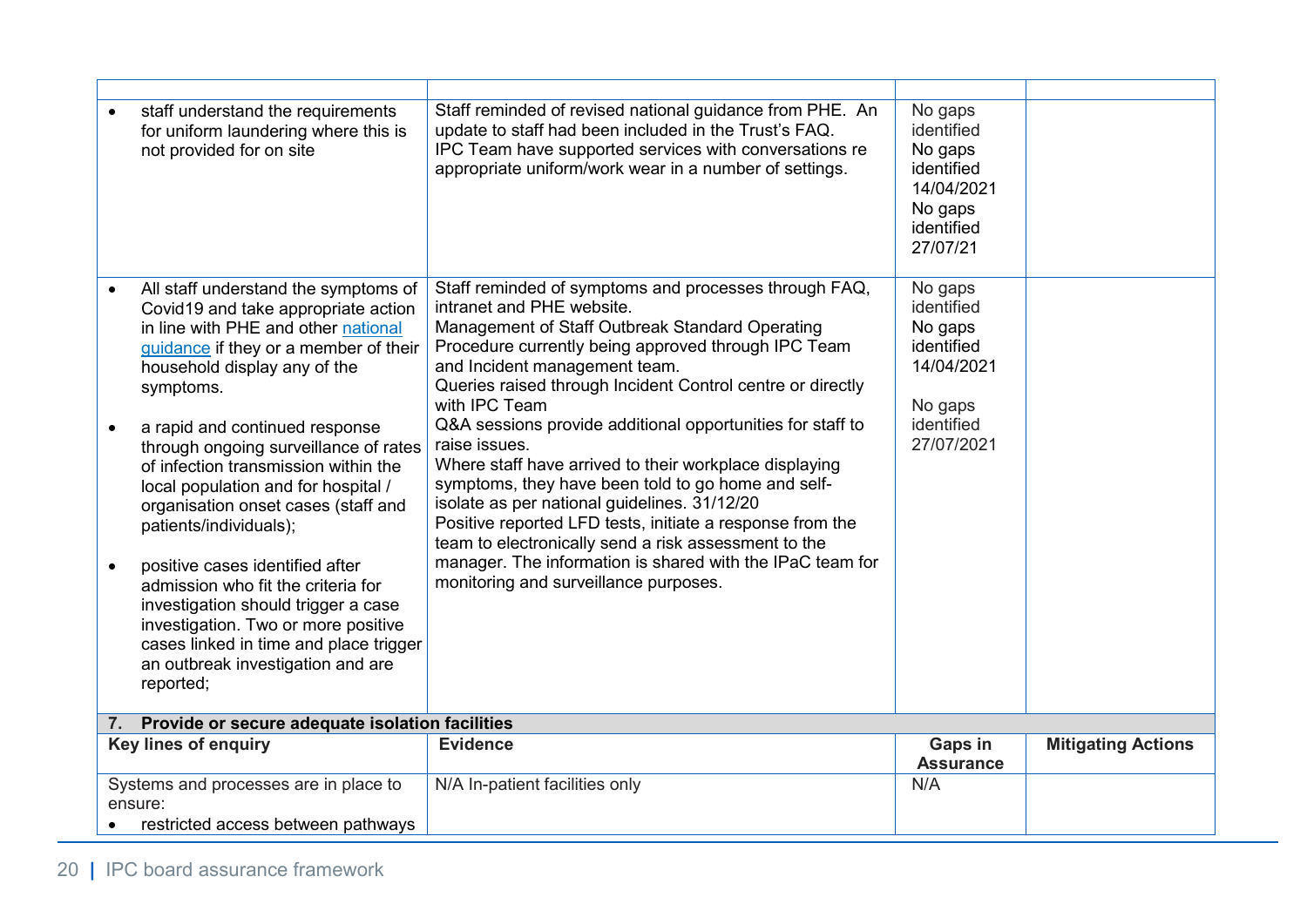| | | | |
|---|---|---|---|
| • staff understand the requirements for uniform laundering where this is not provided for on site | Staff reminded of revised national guidance from PHE. An update to staff had been included in the Trust's FAQ.<br>IPC Team have supported services with conversations re appropriate uniform/work wear in a number of settings. | No gaps identified<br>No gaps identified 14/04/2021<br>No gaps identified 27/07/21 | |
| • All staff understand the symptoms of Covid19 and take appropriate action in line with PHE and other national guidance if they or a member of their household display any of the symptoms.<br><br>• a rapid and continued response through ongoing surveillance of rates of infection transmission within the local population and for hospital / organisation onset cases (staff and patients/individuals);<br><br>• positive cases identified after admission who fit the criteria for investigation should trigger a case investigation. Two or more positive cases linked in time and place trigger an outbreak investigation and are reported; | Staff reminded of symptoms and processes through FAQ, intranet and PHE website.<br>Management of Staff Outbreak Standard Operating Procedure currently being approved through IPC Team and Incident management team.<br>Queries raised through Incident Control centre or directly with IPC Team<br>Q&A sessions provide additional opportunities for staff to raise issues.<br>Where staff have arrived to their workplace displaying symptoms, they have been told to go home and self-isolate as per national guidelines. 31/12/20<br>Positive reported LFD tests, initiate a response from the team to electronically send a risk assessment to the manager. The information is shared with the IPaC team for monitoring and surveillance purposes. | No gaps identified<br>No gaps identified 14/04/2021<br><br>No gaps identified 27/07/2021 | |
| **7. Provide or secure adequate isolation facilities** | | | |
| **Key lines of enquiry** | **Evidence** | **Gaps in Assurance** | **Mitigating Actions** |
| Systems and processes are in place to ensure:<br>• restricted access between pathways | N/A In-patient facilities only | N/A | |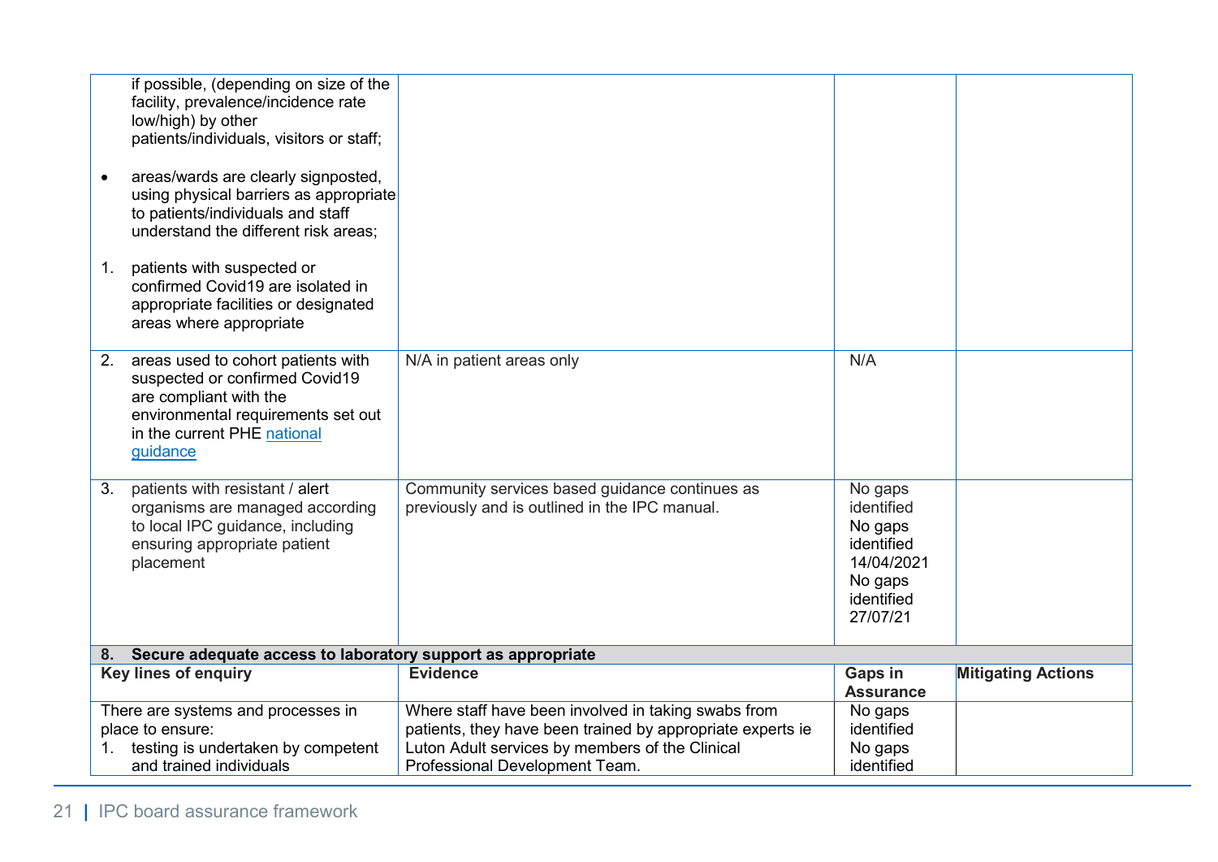| | | | |
|---|---|---|---|
| if possible, (depending on size of the facility, prevalence/incidence rate low/high) by other patients/individuals, visitors or staff;<br><br>• areas/wards are clearly signposted, using physical barriers as appropriate to patients/individuals and staff understand the different risk areas;<br><br>1. patients with suspected or confirmed Covid19 are isolated in appropriate facilities or designated areas where appropriate | | | |
| 2. areas used to cohort patients with suspected or confirmed Covid19 are compliant with the environmental requirements set out in the current PHE national guidance | N/A in patient areas only | N/A | |
| 3. patients with resistant / alert organisms are managed according to local IPC guidance, including ensuring appropriate patient placement | Community services based guidance continues as previously and is outlined in the IPC manual. | No gaps identified No gaps identified 14/04/2021 No gaps identified 27/07/21 | |

| **8. Secure adequate access to laboratory support as appropriate** | | | |
|---|---|---|---|
| **Key lines of enquiry** | **Evidence** | **Gaps in Assurance** | **Mitigating Actions** |
| There are systems and processes in place to ensure:<br>1. testing is undertaken by competent and trained individuals | Where staff have been involved in taking swabs from patients, they have been trained by appropriate experts ie Luton Adult services by members of the Clinical Professional Development Team. | No gaps identified No gaps identified | |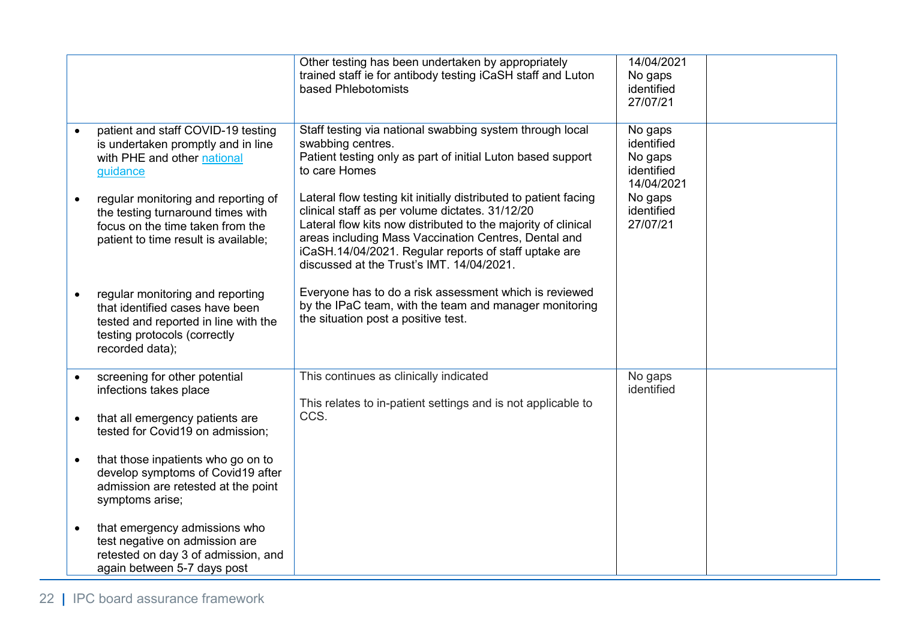| | | | |
|---|---|---|---|
| | Other testing has been undertaken by appropriately trained staff ie for antibody testing iCaSH staff and Luton based Phlebotomists | 14/04/2021 No gaps identified 27/07/21 | |
| • patient and staff COVID-19 testing is undertaken promptly and in line with PHE and other national guidance<br><br>• regular monitoring and reporting of the testing turnaround times with focus on the time taken from the patient to time result is available;<br><br>• regular monitoring and reporting that identified cases have been tested and reported in line with the testing protocols (correctly recorded data); | Staff testing via national swabbing system through local swabbing centres.<br>Patient testing only as part of initial Luton based support to care Homes<br><br>Lateral flow testing kit initially distributed to patient facing clinical staff as per volume dictates. 31/12/20<br>Lateral flow kits now distributed to the majority of clinical areas including Mass Vaccination Centres, Dental and iCaSH.14/04/2021. Regular reports of staff uptake are discussed at the Trust's IMT. 14/04/2021.<br><br>Everyone has to do a risk assessment which is reviewed by the IPaC team, with the team and manager monitoring the situation post a positive test. | No gaps identified No gaps identified 14/04/2021 No gaps identified 27/07/21 | |
| • screening for other potential infections takes place<br><br>• that all emergency patients are tested for Covid19 on admission;<br><br>• that those inpatients who go on to develop symptoms of Covid19 after admission are retested at the point symptoms arise;<br><br>• that emergency admissions who test negative on admission are retested on day 3 of admission, and again between 5-7 days post | This continues as clinically indicated<br><br>This relates to in-patient settings and is not applicable to CCS. | No gaps identified | |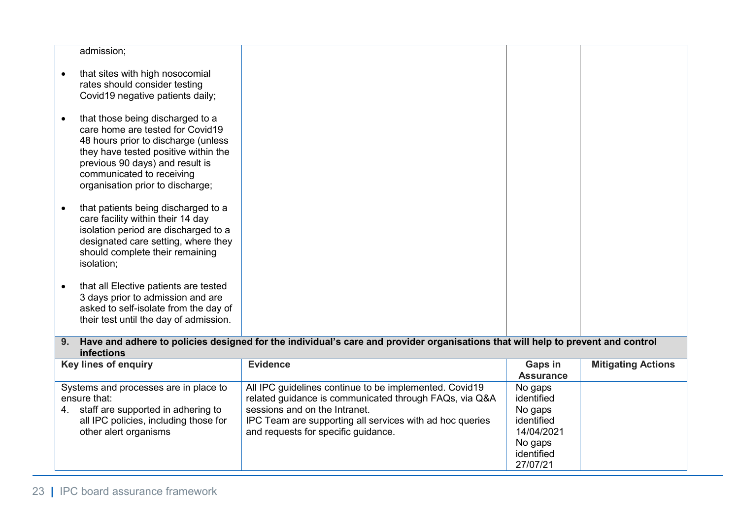| | | | |
|---|---|---|---|
| admission;<br><br>• that sites with high nosocomial rates should consider testing Covid19 negative patients daily;<br><br>• that those being discharged to a care home are tested for Covid19 48 hours prior to discharge (unless they have tested positive within the previous 90 days) and result is communicated to receiving organisation prior to discharge;<br><br>• that patients being discharged to a care facility within their 14 day isolation period are discharged to a designated care setting, where they should complete their remaining isolation;<br><br>• that all Elective patients are tested 3 days prior to admission and are asked to self-isolate from the day of their test until the day of admission. | | | |

**9. Have and adhere to policies designed for the individual's care and provider organisations that will help to prevent and control infections**

| Key lines of enquiry | Evidence | Gaps in Assurance | Mitigating Actions |
|---|---|---|---|
| Systems and processes are in place to ensure that:<br>4. staff are supported in adhering to all IPC policies, including those for other alert organisms | All IPC guidelines continue to be implemented. Covid19 related guidance is communicated through FAQs, via Q&A sessions and on the Intranet.<br>IPC Team are supporting all services with ad hoc queries and requests for specific guidance. | No gaps identified<br>No gaps identified 14/04/2021<br>No gaps identified 27/07/21 | |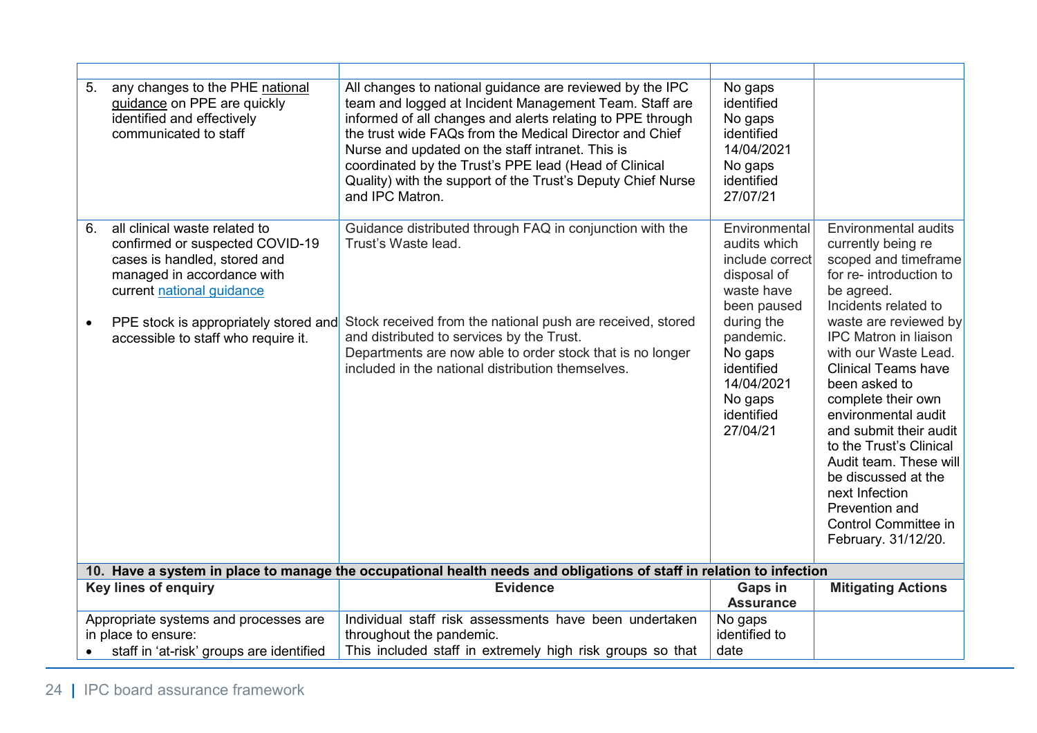| | | | |
|---|---|---|---|
| 5. any changes to the PHE national guidance on PPE are quickly identified and effectively communicated to staff | All changes to national guidance are reviewed by the IPC team and logged at Incident Management Team. Staff are informed of all changes and alerts relating to PPE through the trust wide FAQs from the Medical Director and Chief Nurse and updated on the staff intranet. This is coordinated by the Trust's PPE lead (Head of Clinical Quality) with the support of the Trust's Deputy Chief Nurse and IPC Matron. | No gaps identified<br>No gaps identified 14/04/2021<br>No gaps identified 27/07/21 | |
| 6. all clinical waste related to confirmed or suspected COVID-19 cases is handled, stored and managed in accordance with current national guidance<br><br>• PPE stock is appropriately stored and accessible to staff who require it. | Guidance distributed through FAQ in conjunction with the Trust's Waste lead.<br><br>Stock received from the national push are received, stored and distributed to services by the Trust.<br>Departments are now able to order stock that is no longer included in the national distribution themselves. | Environmental audits which include correct disposal of waste have been paused during the pandemic.<br>No gaps identified 14/04/2021<br>No gaps identified 27/04/21 | Environmental audits currently being re scoped and timeframe for re- introduction to be agreed.<br>Incidents related to waste are reviewed by IPC Matron in liaison with our Waste Lead.<br>Clinical Teams have been asked to complete their own environmental audit and submit their audit to the Trust's Clinical Audit team. These will be discussed at the next Infection Prevention and Control Committee in February. 31/12/20. |

| **10. Have a system in place to manage the occupational health needs and obligations of staff in relation to infection** | | | |
|---|---|---|---|
| **Key lines of enquiry** | **Evidence** | **Gaps in Assurance** | **Mitigating Actions** |
| Appropriate systems and processes are in place to ensure:<br>• staff in 'at-risk' groups are identified | Individual staff risk assessments have been undertaken throughout the pandemic.<br>This included staff in extremely high risk groups so that | No gaps identified to date | |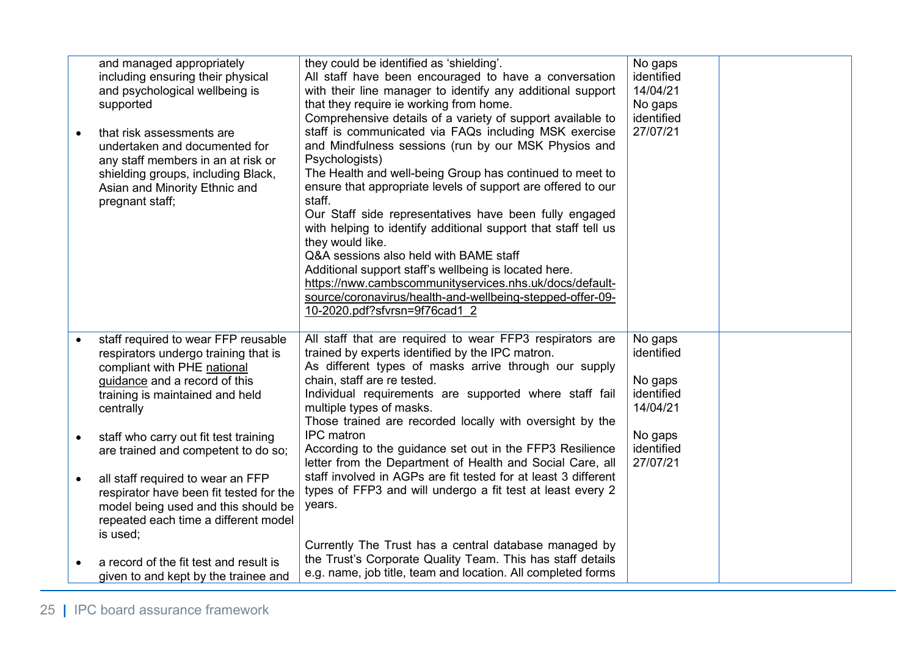| | | | |
|---|---|---|---|
| and managed appropriately including ensuring their physical and psychological wellbeing is supported<br><br>• that risk assessments are undertaken and documented for any staff members in an at risk or shielding groups, including Black, Asian and Minority Ethnic and pregnant staff; | they could be identified as 'shielding'.<br>All staff have been encouraged to have a conversation with their line manager to identify any additional support that they require ie working from home.<br>Comprehensive details of a variety of support available to staff is communicated via FAQs including MSK exercise and Mindfulness sessions (run by our MSK Physios and Psychologists)<br>The Health and well-being Group has continued to meet to ensure that appropriate levels of support are offered to our staff.<br>Our Staff side representatives have been fully engaged with helping to identify additional support that staff tell us they would like.<br>Q&A sessions also held with BAME staff<br>Additional support staff's wellbeing is located here.<br>https://nww.cambscommunityservices.nhs.uk/docs/default-source/coronavirus/health-and-wellbeing-stepped-offer-09-10-2020.pdf?sfvrsn=9f76cad1_2 | No gaps identified 14/04/21<br>No gaps identified 27/07/21 | |
| • staff required to wear FFP reusable respirators undergo training that is compliant with PHE national guidance and a record of this training is maintained and held centrally<br><br>• staff who carry out fit test training are trained and competent to do so;<br><br>• all staff required to wear an FFP respirator have been fit tested for the model being used and this should be repeated each time a different model is used;<br><br>• a record of the fit test and result is given to and kept by the trainee and | All staff that are required to wear FFP3 respirators are trained by experts identified by the IPC matron.<br>As different types of masks arrive through our supply chain, staff are re tested.<br>Individual requirements are supported where staff fail multiple types of masks.<br>Those trained are recorded locally with oversight by the IPC matron<br>According to the guidance set out in the FFP3 Resilience letter from the Department of Health and Social Care, all staff involved in AGPs are fit tested for at least 3 different types of FFP3 and will undergo a fit test at least every 2 years.<br><br>Currently The Trust has a central database managed by the Trust's Corporate Quality Team. This has staff details e.g. name, job title, team and location. All completed forms | No gaps identified<br><br>No gaps identified 14/04/21<br><br>No gaps identified 27/07/21 | |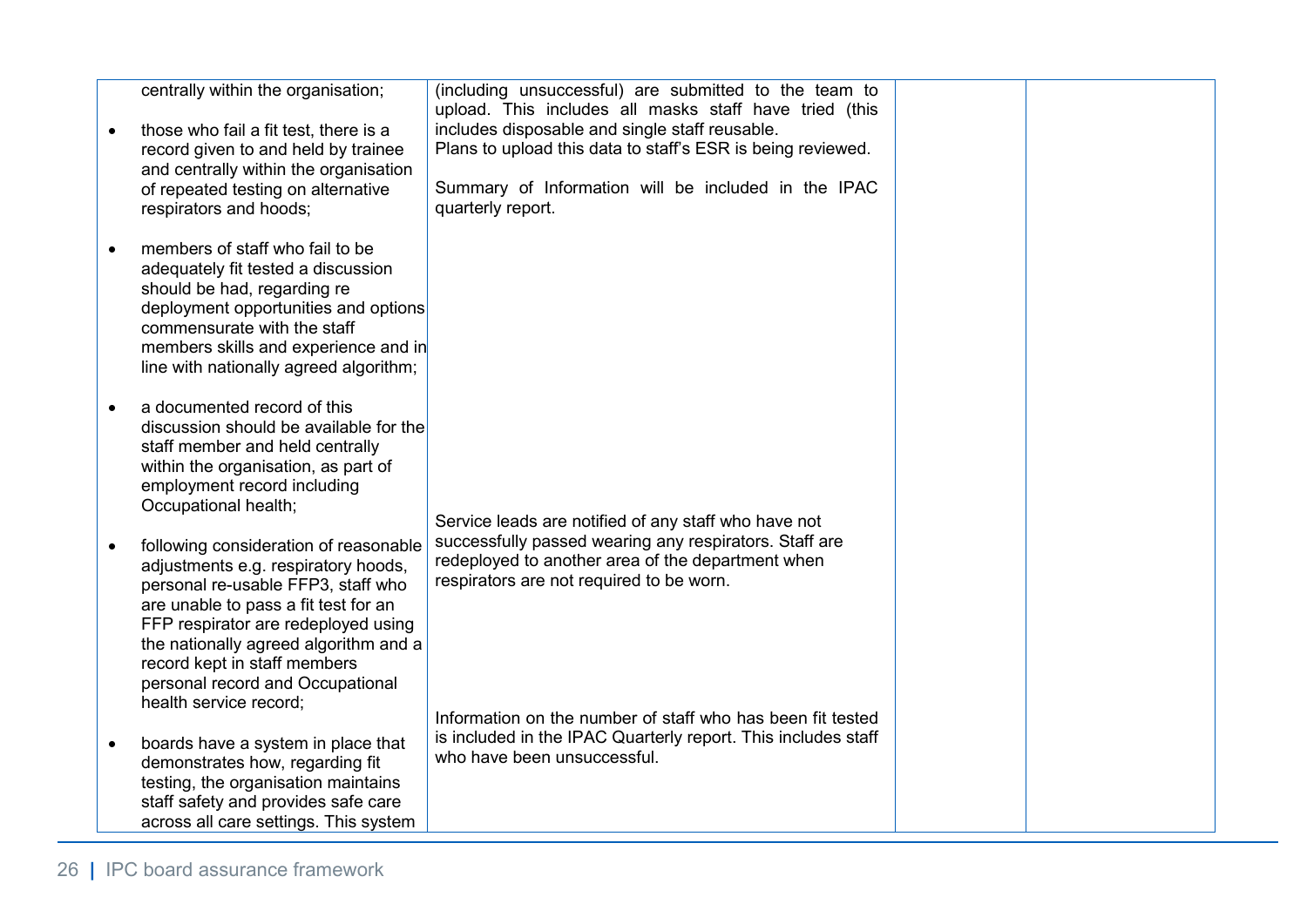| | | | |
|---|---|---|---|
| centrally within the organisation;<br><br>• those who fail a fit test, there is a record given to and held by trainee and centrally within the organisation of repeated testing on alternative respirators and hoods;<br><br>• members of staff who fail to be adequately fit tested a discussion should be had, regarding re deployment opportunities and options commensurate with the staff members skills and experience and in line with nationally agreed algorithm;<br><br>• a documented record of this discussion should be available for the staff member and held centrally within the organisation, as part of employment record including Occupational health;<br><br>• following consideration of reasonable adjustments e.g. respiratory hoods, personal re-usable FFP3, staff who are unable to pass a fit test for an FFP respirator are redeployed using the nationally agreed algorithm and a record kept in staff members personal record and Occupational health service record;<br><br>• boards have a system in place that demonstrates how, regarding fit testing, the organisation maintains staff safety and provides safe care across all care settings. This system | (including unsuccessful) are submitted to the team to upload. This includes all masks staff have tried (this includes disposable and single staff reusable.<br>Plans to upload this data to staff's ESR is being reviewed.<br><br>Summary of Information will be included in the IPAC quarterly report.<br><br>Service leads are notified of any staff who have not successfully passed wearing any respirators. Staff are redeployed to another area of the department when respirators are not required to be worn.<br><br>Information on the number of staff who has been fit tested is included in the IPAC Quarterly report. This includes staff who have been unsuccessful. | | |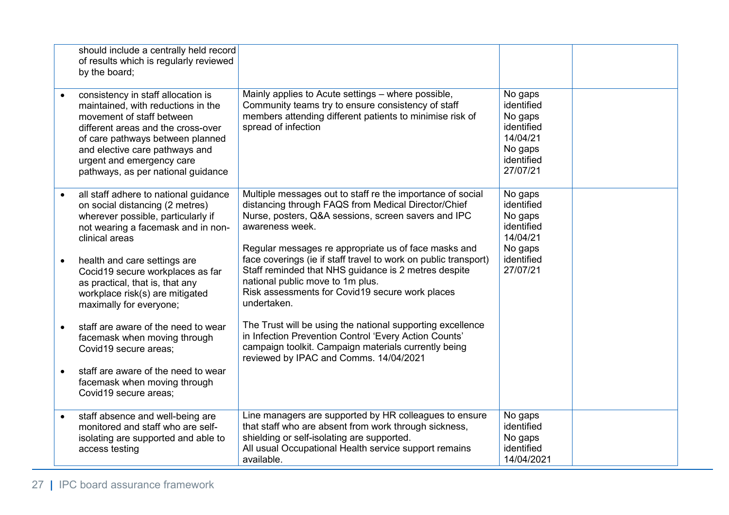| | | | |
|---|---|---|---|
| should include a centrally held record of results which is regularly reviewed by the board; | | | |
| • consistency in staff allocation is maintained, with reductions in the movement of staff between different areas and the cross-over of care pathways between planned and elective care pathways and urgent and emergency care pathways, as per national guidance | Mainly applies to Acute settings – where possible, Community teams try to ensure consistency of staff members attending different patients to minimise risk of spread of infection | No gaps identified<br>No gaps identified 14/04/21<br>No gaps identified 27/07/21 | |
| • all staff adhere to national guidance on social distancing (2 metres) wherever possible, particularly if not wearing a facemask and in non-clinical areas<br><br>• health and care settings are Cocid19 secure workplaces as far as practical, that is, that any workplace risk(s) are mitigated maximally for everyone;<br><br>• staff are aware of the need to wear facemask when moving through Covid19 secure areas;<br><br>• staff are aware of the need to wear facemask when moving through Covid19 secure areas; | Multiple messages out to staff re the importance of social distancing through FAQS from Medical Director/Chief Nurse, posters, Q&A sessions, screen savers and IPC awareness week.<br><br>Regular messages re appropriate us of face masks and face coverings (ie if staff travel to work on public transport) Staff reminded that NHS guidance is 2 metres despite national public move to 1m plus.<br>Risk assessments for Covid19 secure work places undertaken.<br><br>The Trust will be using the national supporting excellence in Infection Prevention Control 'Every Action Counts' campaign toolkit. Campaign materials currently being reviewed by IPAC and Comms. 14/04/2021 | No gaps identified<br>No gaps identified 14/04/21<br>No gaps identified 27/07/21 | |
| • staff absence and well-being are monitored and staff who are self-isolating are supported and able to access testing | Line managers are supported by HR colleagues to ensure that staff who are absent from work through sickness, shielding or self-isolating are supported.<br>All usual Occupational Health service support remains available. | No gaps identified<br>No gaps identified 14/04/2021 | |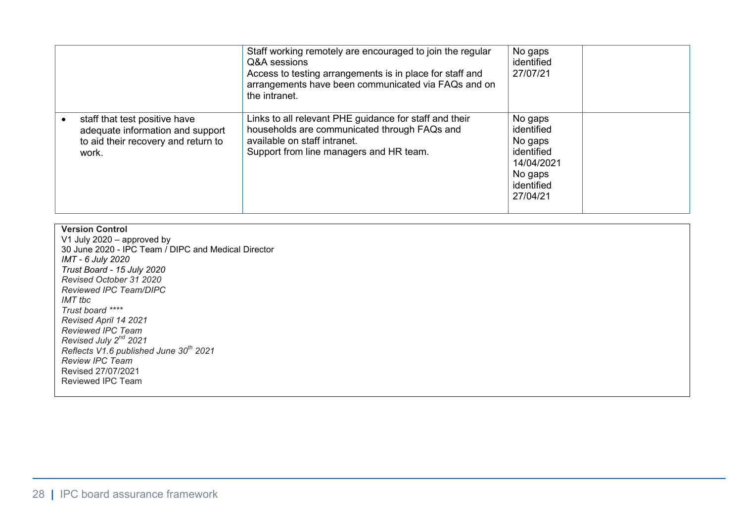| | | | |
|---|---|---|---|
| | Staff working remotely are encouraged to join the regular Q&A sessions<br>Access to testing arrangements is in place for staff and arrangements have been communicated via FAQs and on the intranet. | No gaps identified 27/07/21 | |
| • staff that test positive have adequate information and support to aid their recovery and return to work. | Links to all relevant PHE guidance for staff and their households are communicated through FAQs and available on staff intranet.<br>Support from line managers and HR team. | No gaps identified<br>No gaps identified 14/04/2021<br>No gaps identified 27/04/21 | |

**Version Control**
V1 July 2020 – approved by
30 June 2020 - IPC Team / DIPC and Medical Director
*IMT - 6 July 2020*
*Trust Board - 15 July 2020*
*Revised October 31 2020*
*Reviewed IPC Team/DIPC*
*IMT tbc*
*Trust board ****
*Revised April 14 2021*
*Reviewed IPC Team*
*Revised July 2nd 2021*
*Reflects V1.6 published June 30th 2021*
*Review IPC Team*
Revised 27/07/2021
Reviewed IPC Team